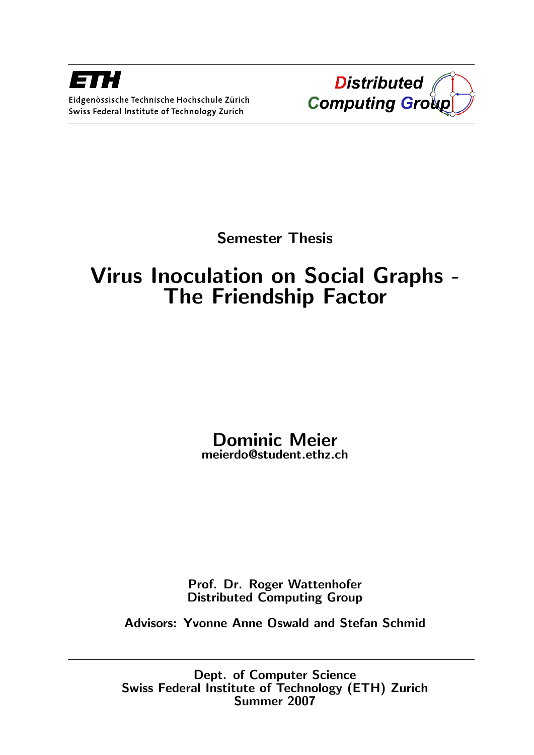ETH

Eidgenössische Technische Hochschule Zürich
Swiss Federal Institute of Technology Zurich

Distributed Computing Group

**Semester Thesis**

# Virus Inoculation on Social Graphs - The Friendship Factor

**Dominic Meier**
**meierdo@student.ethz.ch**

**Prof. Dr. Roger Wattenhofer**
**Distributed Computing Group**

**Advisors: Yvonne Anne Oswald and Stefan Schmid**

**Dept. of Computer Science**
**Swiss Federal Institute of Technology (ETH) Zurich**
**Summer 2007**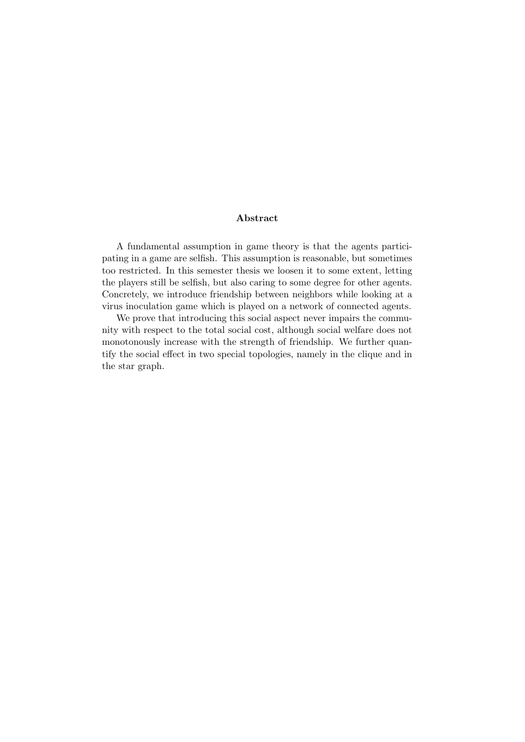## Abstract

A fundamental assumption in game theory is that the agents participating in a game are selfish. This assumption is reasonable, but sometimes too restricted. In this semester thesis we loosen it to some extent, letting the players still be selfish, but also caring to some degree for other agents. Concretely, we introduce friendship between neighbors while looking at a virus inoculation game which is played on a network of connected agents.

We prove that introducing this social aspect never impairs the community with respect to the total social cost, although social welfare does not monotonously increase with the strength of friendship. We further quantify the social effect in two special topologies, namely in the clique and in the star graph.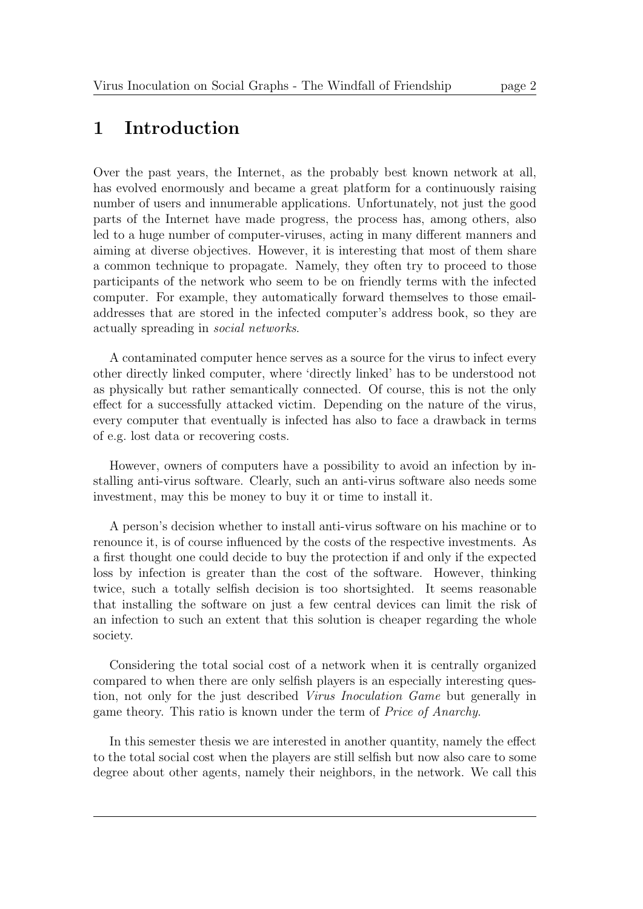# 1 Introduction

Over the past years, the Internet, as the probably best known network at all, has evolved enormously and became a great platform for a continuously raising number of users and innumerable applications. Unfortunately, not just the good parts of the Internet have made progress, the process has, among others, also led to a huge number of computer-viruses, acting in many different manners and aiming at diverse objectives. However, it is interesting that most of them share a common technique to propagate. Namely, they often try to proceed to those participants of the network who seem to be on friendly terms with the infected computer. For example, they automatically forward themselves to those email-addresses that are stored in the infected computer's address book, so they are actually spreading in *social networks*.

A contaminated computer hence serves as a source for the virus to infect every other directly linked computer, where 'directly linked' has to be understood not as physically but rather semantically connected. Of course, this is not the only effect for a successfully attacked victim. Depending on the nature of the virus, every computer that eventually is infected has also to face a drawback in terms of e.g. lost data or recovering costs.

However, owners of computers have a possibility to avoid an infection by installing anti-virus software. Clearly, such an anti-virus software also needs some investment, may this be money to buy it or time to install it.

A person's decision whether to install anti-virus software on his machine or to renounce it, is of course influenced by the costs of the respective investments. As a first thought one could decide to buy the protection if and only if the expected loss by infection is greater than the cost of the software. However, thinking twice, such a totally selfish decision is too shortsighted. It seems reasonable that installing the software on just a few central devices can limit the risk of an infection to such an extent that this solution is cheaper regarding the whole society.

Considering the total social cost of a network when it is centrally organized compared to when there are only selfish players is an especially interesting question, not only for the just described *Virus Inoculation Game* but generally in game theory. This ratio is known under the term of *Price of Anarchy*.

In this semester thesis we are interested in another quantity, namely the effect to the total social cost when the players are still selfish but now also care to some degree about other agents, namely their neighbors, in the network. We call this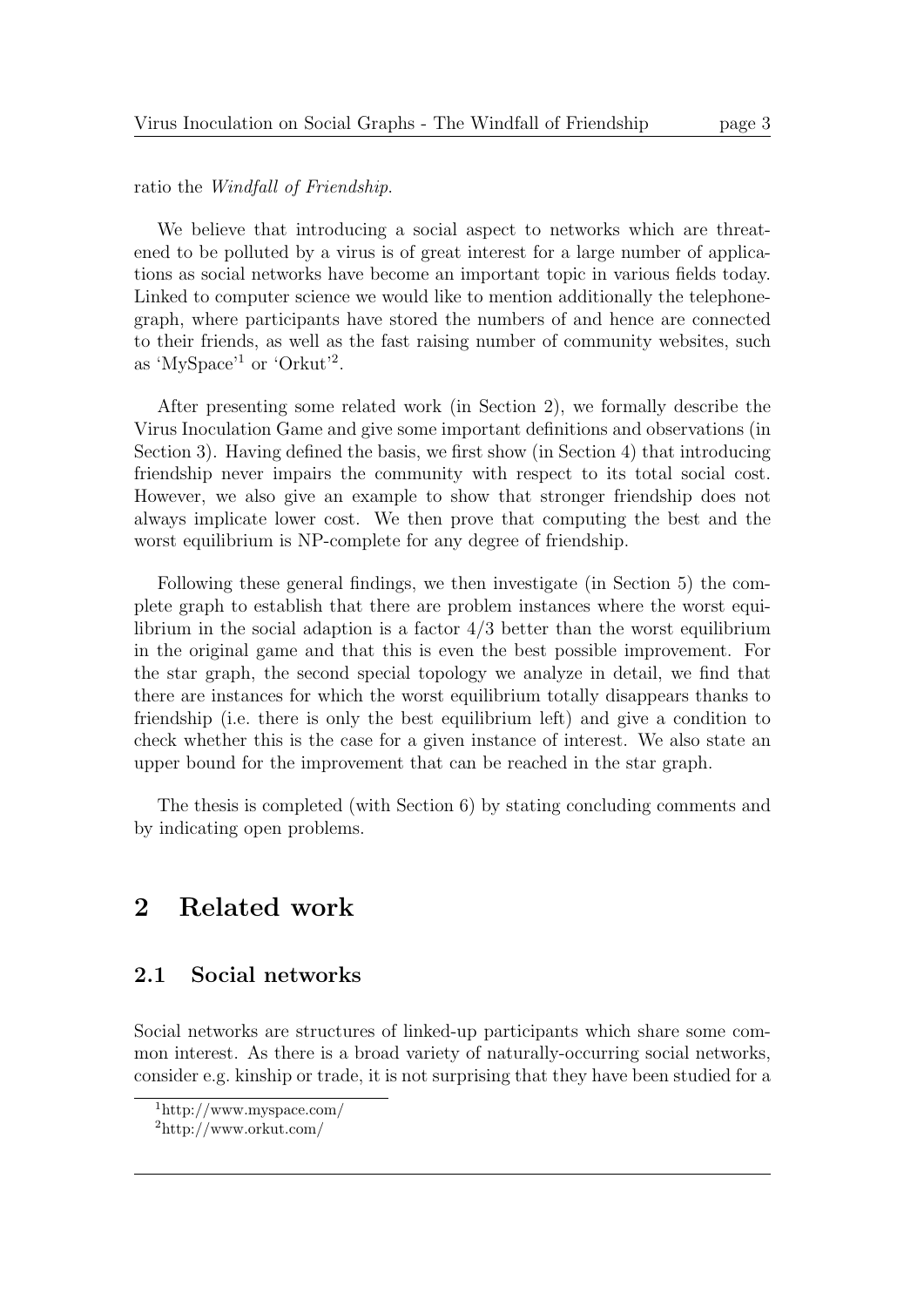ratio the *Windfall of Friendship*.

We believe that introducing a social aspect to networks which are threatened to be polluted by a virus is of great interest for a large number of applications as social networks have become an important topic in various fields today. Linked to computer science we would like to mention additionally the telephone-graph, where participants have stored the numbers of and hence are connected to their friends, as well as the fast raising number of community websites, such as 'MySpace'[1] or 'Orkut'[2].

After presenting some related work (in Section 2), we formally describe the Virus Inoculation Game and give some important definitions and observations (in Section 3). Having defined the basis, we first show (in Section 4) that introducing friendship never impairs the community with respect to its total social cost. However, we also give an example to show that stronger friendship does not always implicate lower cost. We then prove that computing the best and the worst equilibrium is NP-complete for any degree of friendship.

Following these general findings, we then investigate (in Section 5) the complete graph to establish that there are problem instances where the worst equilibrium in the social adaption is a factor 4/3 better than the worst equilibrium in the original game and that this is even the best possible improvement. For the star graph, the second special topology we analyze in detail, we find that there are instances for which the worst equilibrium totally disappears thanks to friendship (i.e. there is only the best equilibrium left) and give a condition to check whether this is the case for a given instance of interest. We also state an upper bound for the improvement that can be reached in the star graph.

The thesis is completed (with Section 6) by stating concluding comments and by indicating open problems.

# 2 Related work

## 2.1 Social networks

Social networks are structures of linked-up participants which share some common interest. As there is a broad variety of naturally-occurring social networks, consider e.g. kinship or trade, it is not surprising that they have been studied for a

[1] http://www.myspace.com/

[2] http://www.orkut.com/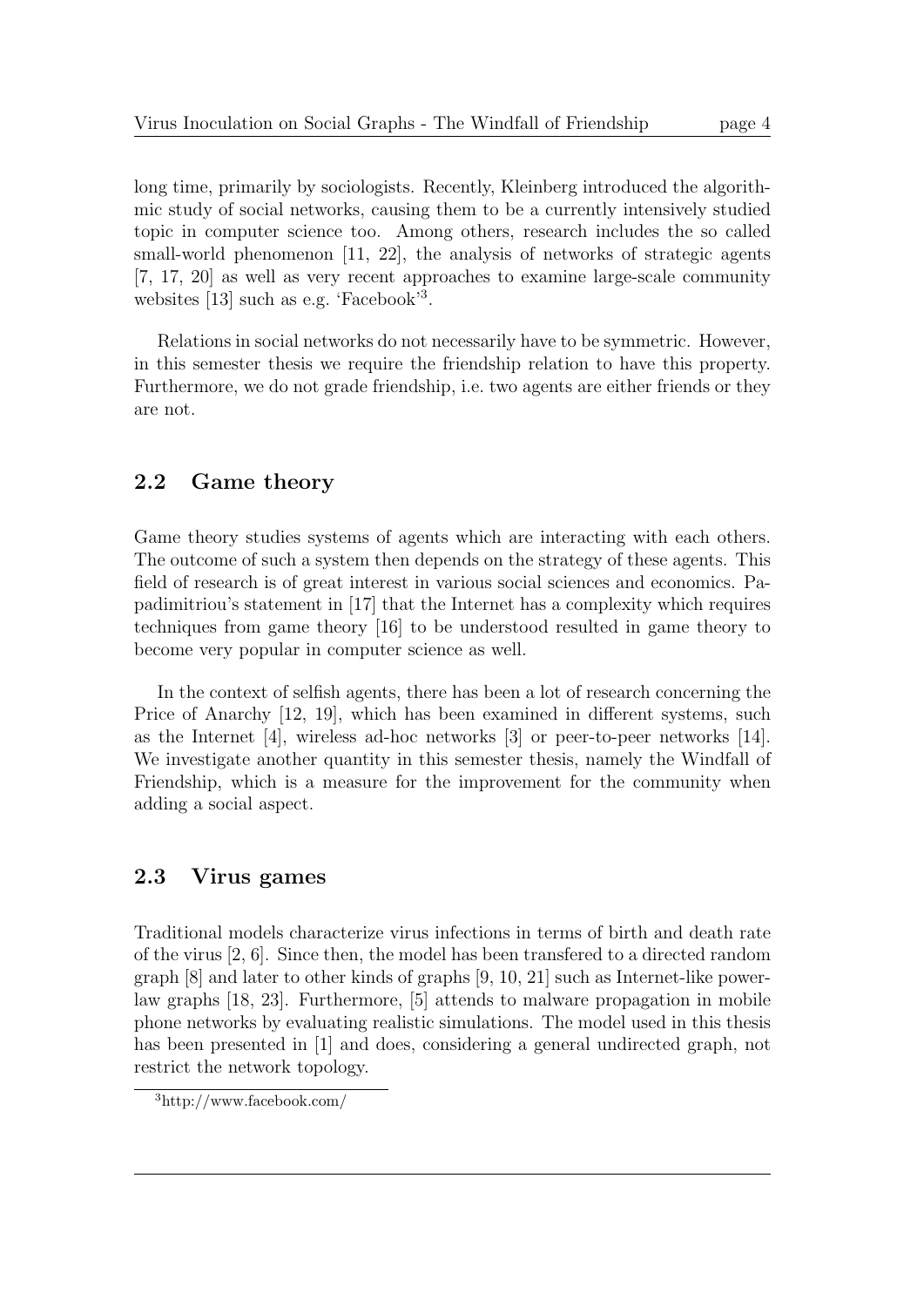long time, primarily by sociologists. Recently, Kleinberg introduced the algorithmic study of social networks, causing them to be a currently intensively studied topic in computer science too. Among others, research includes the so called small-world phenomenon [11, 22], the analysis of networks of strategic agents [7, 17, 20] as well as very recent approaches to examine large-scale community websites [13] such as e.g. 'Facebook'[3].

Relations in social networks do not necessarily have to be symmetric. However, in this semester thesis we require the friendship relation to have this property. Furthermore, we do not grade friendship, i.e. two agents are either friends or they are not.

## 2.2 Game theory

Game theory studies systems of agents which are interacting with each others. The outcome of such a system then depends on the strategy of these agents. This field of research is of great interest in various social sciences and economics. Papadimitriou's statement in [17] that the Internet has a complexity which requires techniques from game theory [16] to be understood resulted in game theory to become very popular in computer science as well.

In the context of selfish agents, there has been a lot of research concerning the Price of Anarchy [12, 19], which has been examined in different systems, such as the Internet [4], wireless ad-hoc networks [3] or peer-to-peer networks [14]. We investigate another quantity in this semester thesis, namely the Windfall of Friendship, which is a measure for the improvement for the community when adding a social aspect.

## 2.3 Virus games

Traditional models characterize virus infections in terms of birth and death rate of the virus [2, 6]. Since then, the model has been transfered to a directed random graph [8] and later to other kinds of graphs [9, 10, 21] such as Internet-like power-law graphs [18, 23]. Furthermore, [5] attends to malware propagation in mobile phone networks by evaluating realistic simulations. The model used in this thesis has been presented in [1] and does, considering a general undirected graph, not restrict the network topology.

[3] http://www.facebook.com/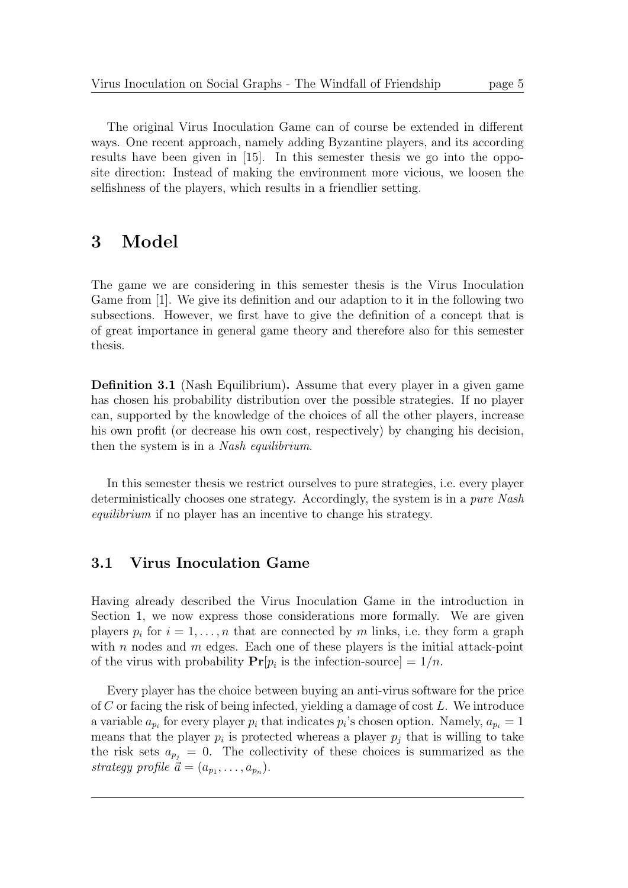The original Virus Inoculation Game can of course be extended in different ways. One recent approach, namely adding Byzantine players, and its according results have been given in [15]. In this semester thesis we go into the opposite direction: Instead of making the environment more vicious, we loosen the selfishness of the players, which results in a friendlier setting.

# 3 Model

The game we are considering in this semester thesis is the Virus Inoculation Game from [1]. We give its definition and our adaption to it in the following two subsections. However, we first have to give the definition of a concept that is of great importance in general game theory and therefore also for this semester thesis.

**Definition 3.1** (Nash Equilibrium)**.** Assume that every player in a given game has chosen his probability distribution over the possible strategies. If no player can, supported by the knowledge of the choices of all the other players, increase his own profit (or decrease his own cost, respectively) by changing his decision, then the system is in a *Nash equilibrium*.

In this semester thesis we restrict ourselves to pure strategies, i.e. every player deterministically chooses one strategy. Accordingly, the system is in a *pure Nash equilibrium* if no player has an incentive to change his strategy.

## 3.1 Virus Inoculation Game

Having already described the Virus Inoculation Game in the introduction in Section 1, we now express those considerations more formally. We are given players $p_i$ for $i = 1, \ldots, n$ that are connected by $m$ links, i.e. they form a graph with $n$ nodes and $m$ edges. Each one of these players is the initial attack-point of the virus with probability $\mathbf{Pr}[p_i \text{ is the infection-source}] = 1/n$.

Every player has the choice between buying an anti-virus software for the price of $C$ or facing the risk of being infected, yielding a damage of cost $L$. We introduce a variable $a_{p_i}$ for every player $p_i$ that indicates $p_i$'s chosen option. Namely, $a_{p_i} = 1$ means that the player $p_i$ is protected whereas a player $p_j$ that is willing to take the risk sets $a_{p_j} = 0$. The collectivity of these choices is summarized as the *strategy profile* $\vec{a} = (a_{p_1}, \ldots, a_{p_n})$.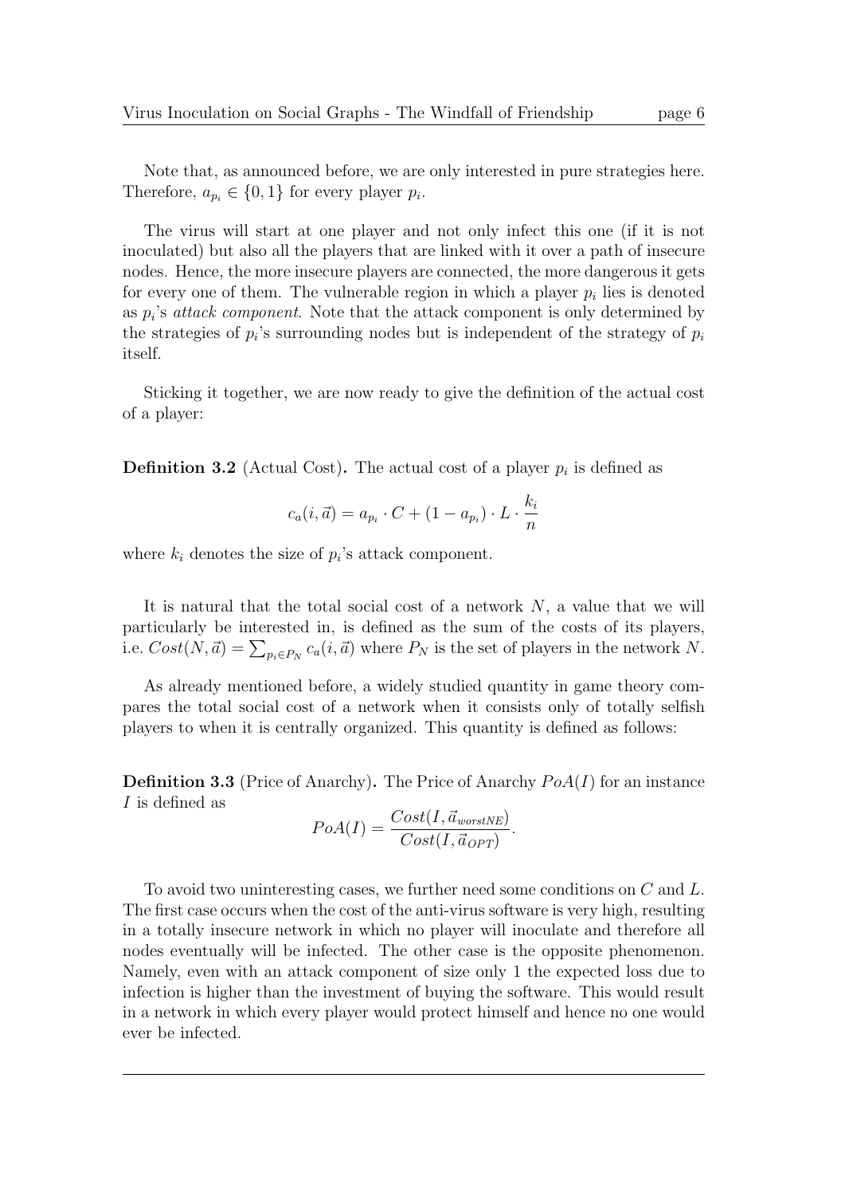Note that, as announced before, we are only interested in pure strategies here. Therefore, $a_{p_i} \in \{0, 1\}$ for every player $p_i$.

The virus will start at one player and not only infect this one (if it is not inoculated) but also all the players that are linked with it over a path of insecure nodes. Hence, the more insecure players are connected, the more dangerous it gets for every one of them. The vulnerable region in which a player $p_i$ lies is denoted as $p_i$'s *attack component*. Note that the attack component is only determined by the strategies of $p_i$'s surrounding nodes but is independent of the strategy of $p_i$ itself.

Sticking it together, we are now ready to give the definition of the actual cost of a player:

**Definition 3.2** (Actual Cost)**.** The actual cost of a player $p_i$ is defined as

$$c_a(i, \vec{a}) = a_{p_i} \cdot C + (1 - a_{p_i}) \cdot L \cdot \frac{k_i}{n}$$

where $k_i$ denotes the size of $p_i$'s attack component.

It is natural that the total social cost of a network $N$, a value that we will particularly be interested in, is defined as the sum of the costs of its players, i.e. $Cost(N, \vec{a}) = \sum_{p_i \in P_N} c_a(i, \vec{a})$ where $P_N$ is the set of players in the network $N$.

As already mentioned before, a widely studied quantity in game theory compares the total social cost of a network when it consists only of totally selfish players to when it is centrally organized. This quantity is defined as follows:

**Definition 3.3** (Price of Anarchy)**.** The Price of Anarchy $PoA(I)$ for an instance $I$ is defined as

$$PoA(I) = \frac{Cost(I, \vec{a}_{worstNE})}{Cost(I, \vec{a}_{OPT})}.$$

To avoid two uninteresting cases, we further need some conditions on $C$ and $L$. The first case occurs when the cost of the anti-virus software is very high, resulting in a totally insecure network in which no player will inoculate and therefore all nodes eventually will be infected. The other case is the opposite phenomenon. Namely, even with an attack component of size only 1 the expected loss due to infection is higher than the investment of buying the software. This would result in a network in which every player would protect himself and hence no one would ever be infected.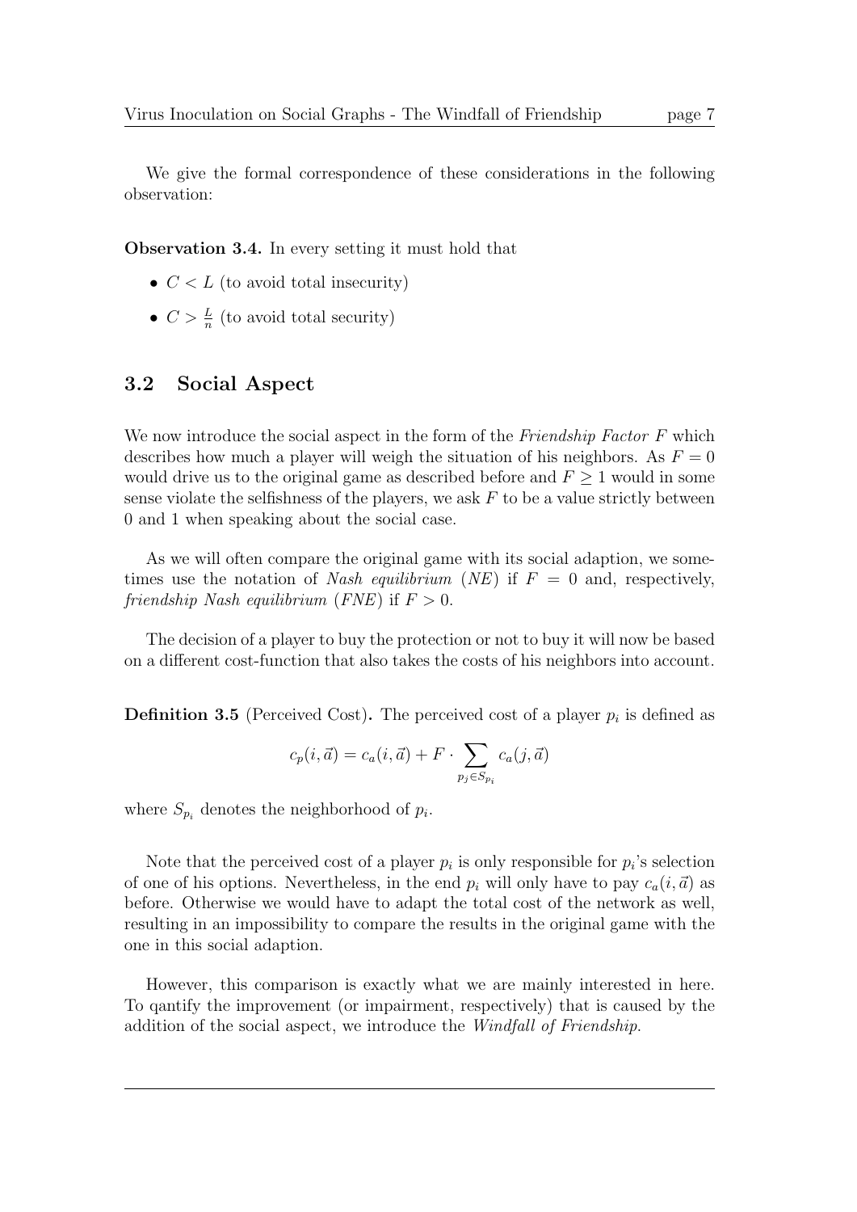We give the formal correspondence of these considerations in the following observation:

**Observation 3.4.** In every setting it must hold that

- $C < L$ (to avoid total insecurity)
- $C > \frac{L}{n}$ (to avoid total security)

## 3.2 Social Aspect

We now introduce the social aspect in the form of the *Friendship Factor* $F$ which describes how much a player will weigh the situation of his neighbors. As $F = 0$ would drive us to the original game as described before and $F \geq 1$ would in some sense violate the selfishness of the players, we ask $F$ to be a value strictly between 0 and 1 when speaking about the social case.

As we will often compare the original game with its social adaption, we sometimes use the notation of *Nash equilibrium* (*NE*) if $F = 0$ and, respectively, *friendship Nash equilibrium* (*FNE*) if $F > 0$.

The decision of a player to buy the protection or not to buy it will now be based on a different cost-function that also takes the costs of his neighbors into account.

**Definition 3.5** (Perceived Cost)**.** The perceived cost of a player $p_i$ is defined as

$$c_p(i, \vec{a}) = c_a(i, \vec{a}) + F \cdot \sum_{p_j \in S_{p_i}} c_a(j, \vec{a})$$

where $S_{p_i}$ denotes the neighborhood of $p_i$.

Note that the perceived cost of a player $p_i$ is only responsible for $p_i$'s selection of one of his options. Nevertheless, in the end $p_i$ will only have to pay $c_a(i, \vec{a})$ as before. Otherwise we would have to adapt the total cost of the network as well, resulting in an impossibility to compare the results in the original game with the one in this social adaption.

However, this comparison is exactly what we are mainly interested in here. To qantify the improvement (or impairment, respectively) that is caused by the addition of the social aspect, we introduce the *Windfall of Friendship*.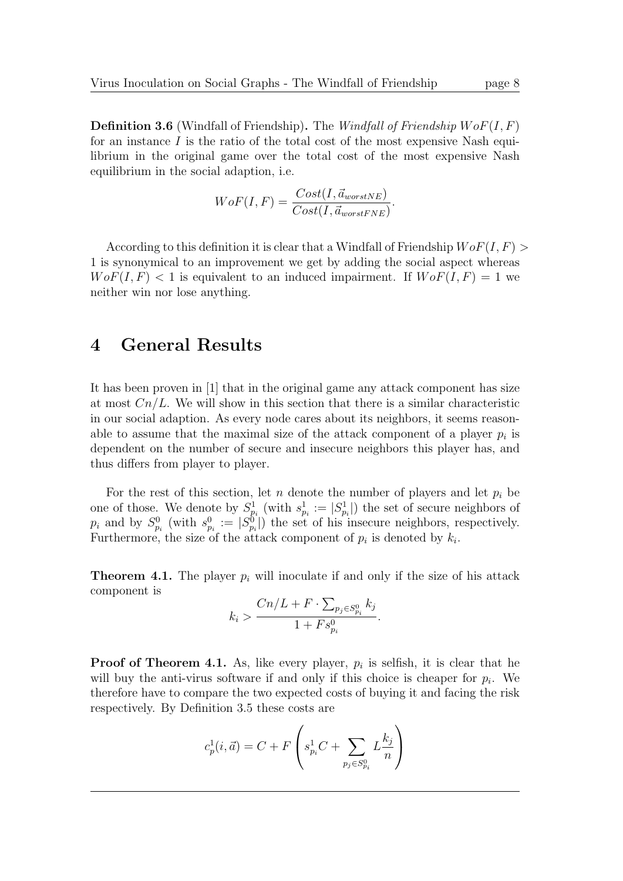**Definition 3.6** (Windfall of Friendship)**.** The *Windfall of Friendship* $WoF(I, F)$ for an instance $I$ is the ratio of the total cost of the most expensive Nash equilibrium in the original game over the total cost of the most expensive Nash equilibrium in the social adaption, i.e.

$$WoF(I, F) = \frac{Cost(I, \vec{a}_{worstNE})}{Cost(I, \vec{a}_{worstFNE})}.$$

According to this definition it is clear that a Windfall of Friendship $WoF(I, F) > 1$ is synonymical to an improvement we get by adding the social aspect whereas $WoF(I, F) < 1$ is equivalent to an induced impairment. If $WoF(I, F) = 1$ we neither win nor lose anything.

# 4 General Results

It has been proven in [1] that in the original game any attack component has size at most $Cn/L$. We will show in this section that there is a similar characteristic in our social adaption. As every node cares about its neighbors, it seems reasonable to assume that the maximal size of the attack component of a player $p_i$ is dependent on the number of secure and insecure neighbors this player has, and thus differs from player to player.

For the rest of this section, let $n$ denote the number of players and let $p_i$ be one of those. We denote by $S^1_{p_i}$ (with $s^1_{p_i} := |S^1_{p_i}|$) the set of secure neighbors of $p_i$ and by $S^0_{p_i}$ (with $s^0_{p_i} := |S^0_{p_i}|$) the set of his insecure neighbors, respectively. Furthermore, the size of the attack component of $p_i$ is denoted by $k_i$.

**Theorem 4.1.** The player $p_i$ will inoculate if and only if the size of his attack component is

$$k_i > \frac{Cn/L + F \cdot \sum_{p_j \in S^0_{p_i}} k_j}{1 + F s^0_{p_i}}.$$

**Proof of Theorem 4.1.** As, like every player, $p_i$ is selfish, it is clear that he will buy the anti-virus software if and only if this choice is cheaper for $p_i$. We therefore have to compare the two expected costs of buying it and facing the risk respectively. By Definition 3.5 these costs are

$$c^1_p(i, \vec{a}) = C + F \left( s^1_{p_i} C + \sum_{p_j \in S^0_{p_i}} L \frac{k_j}{n} \right)$$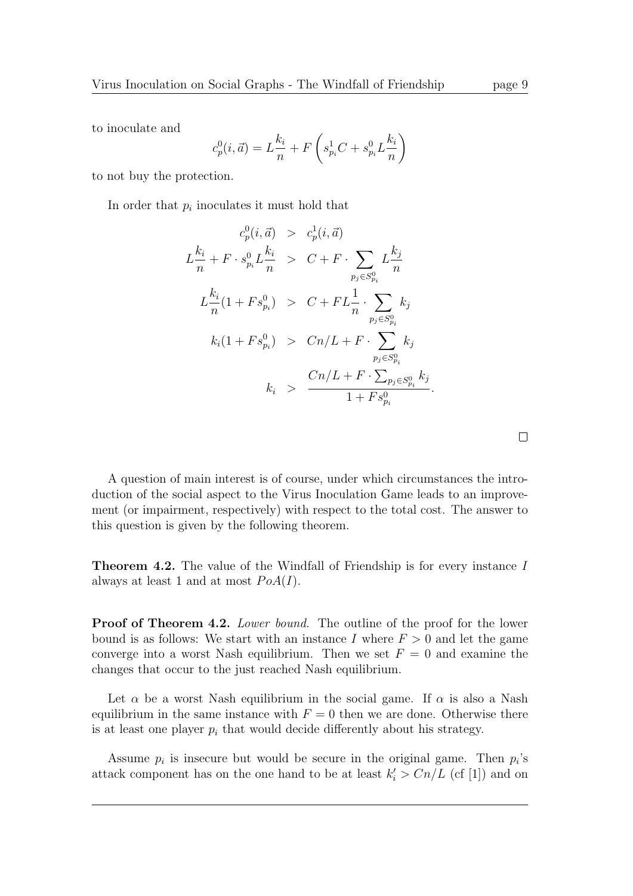to inoculate and

$$c_p^0(i,\vec{a}) = L\frac{k_i}{n} + F\left(s_{p_i}^1 C + s_{p_i}^0 L\frac{k_i}{n}\right)$$

to not buy the protection.

In order that $p_i$ inoculates it must hold that

$$\begin{aligned}
c_p^0(i,\vec{a}) &> c_p^1(i,\vec{a}) \\
L\frac{k_i}{n} + F\cdot s_{p_i}^0 L\frac{k_i}{n} &> C + F\cdot \sum_{p_j\in S_{p_i}^0} L\frac{k_j}{n} \\
L\frac{k_i}{n}(1+Fs_{p_i}^0) &> C + FL\frac{1}{n}\cdot \sum_{p_j\in S_{p_i}^0} k_j \\
k_i(1+Fs_{p_i}^0) &> Cn/L + F\cdot \sum_{p_j\in S_{p_i}^0} k_j \\
k_i &> \frac{Cn/L + F\cdot\sum_{p_j\in S_{p_i}^0} k_j}{1+Fs_{p_i}^0}.
\end{aligned}$$

□

A question of main interest is of course, under which circumstances the introduction of the social aspect to the Virus Inoculation Game leads to an improvement (or impairment, respectively) with respect to the total cost. The answer to this question is given by the following theorem.

**Theorem 4.2.** The value of the Windfall of Friendship is for every instance $I$ always at least 1 and at most $PoA(I)$.

**Proof of Theorem 4.2.** *Lower bound.* The outline of the proof for the lower bound is as follows: We start with an instance $I$ where $F > 0$ and let the game converge into a worst Nash equilibrium. Then we set $F = 0$ and examine the changes that occur to the just reached Nash equilibrium.

Let $\alpha$ be a worst Nash equilibrium in the social game. If $\alpha$ is also a Nash equilibrium in the same instance with $F = 0$ then we are done. Otherwise there is at least one player $p_i$ that would decide differently about his strategy.

Assume $p_i$ is insecure but would be secure in the original game. Then $p_i$'s attack component has on the one hand to be at least $k_i' > Cn/L$ (cf [1]) and on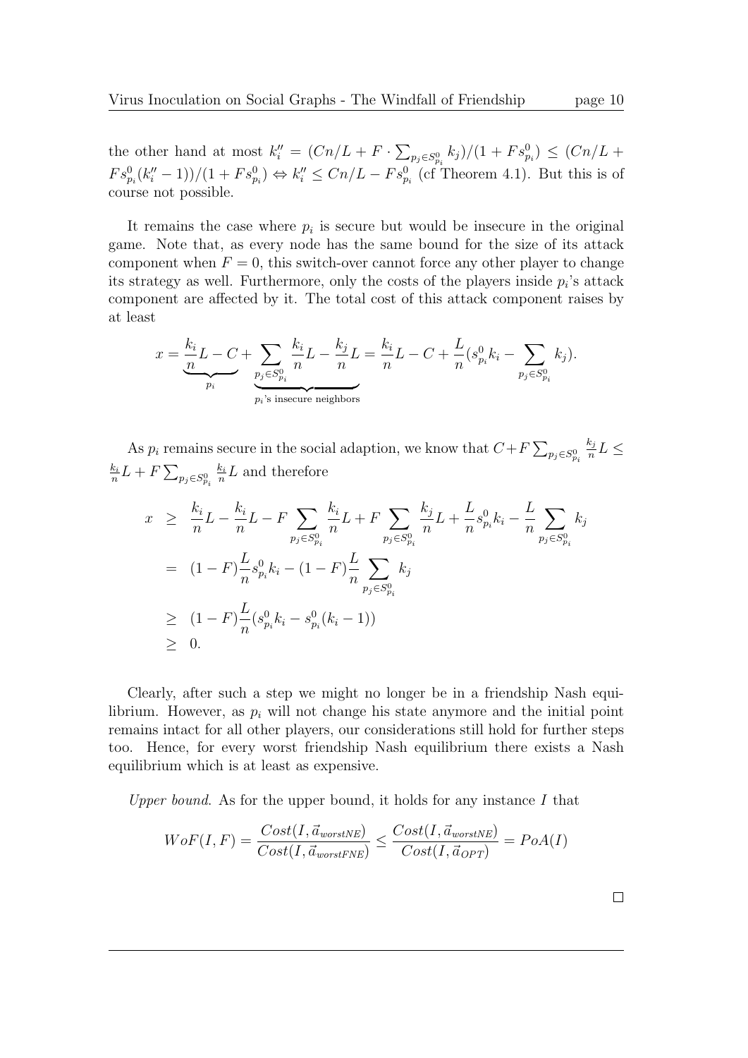the other hand at most $k_i'' = (Cn/L + F \cdot \sum_{p_j \in S^0_{p_i}} k_j)/(1 + F s^0_{p_i}) \leq (Cn/L + F s^0_{p_i}(k_i'' - 1))/(1 + F s^0_{p_i}) \Leftrightarrow k_i'' \leq Cn/L - F s^0_{p_i}$ (cf Theorem 4.1). But this is of course not possible.

It remains the case where $p_i$ is secure but would be insecure in the original game. Note that, as every node has the same bound for the size of its attack component when $F = 0$, this switch-over cannot force any other player to change its strategy as well. Furthermore, only the costs of the players inside $p_i$'s attack component are affected by it. The total cost of this attack component raises by at least

$$x = \underbrace{\frac{k_i}{n}L - C}_{p_i} + \underbrace{\sum_{p_j \in S^0_{p_i}} \frac{k_i}{n}L - \frac{k_j}{n}L}_{p_i\text{'s insecure neighbors}} = \frac{k_i}{n}L - C + \frac{L}{n}(s^0_{p_i}k_i - \sum_{p_j \in S^0_{p_i}} k_j).$$

As $p_i$ remains secure in the social adaption, we know that $C + F\sum_{p_j \in S^0_{p_i}} \frac{k_j}{n}L \leq \frac{k_i}{n}L + F\sum_{p_j \in S^0_{p_i}} \frac{k_i}{n}L$ and therefore

$$\begin{aligned}
x &\geq \frac{k_i}{n}L - \frac{k_i}{n}L - F\sum_{p_j \in S^0_{p_i}} \frac{k_i}{n}L + F\sum_{p_j \in S^0_{p_i}} \frac{k_j}{n}L + \frac{L}{n}s^0_{p_i}k_i - \frac{L}{n}\sum_{p_j \in S^0_{p_i}} k_j \\
&= (1-F)\frac{L}{n}s^0_{p_i}k_i - (1-F)\frac{L}{n}\sum_{p_j \in S^0_{p_i}} k_j \\
&\geq (1-F)\frac{L}{n}(s^0_{p_i}k_i - s^0_{p_i}(k_i - 1)) \\
&\geq 0.
\end{aligned}$$

Clearly, after such a step we might no longer be in a friendship Nash equilibrium. However, as $p_i$ will not change his state anymore and the initial point remains intact for all other players, our considerations still hold for further steps too. Hence, for every worst friendship Nash equilibrium there exists a Nash equilibrium which is at least as expensive.

*Upper bound.* As for the upper bound, it holds for any instance $I$ that

$$WoF(I, F) = \frac{Cost(I, \vec{a}_{worstNE})}{Cost(I, \vec{a}_{worstFNE})} \leq \frac{Cost(I, \vec{a}_{worstNE})}{Cost(I, \vec{a}_{OPT})} = PoA(I)$$

□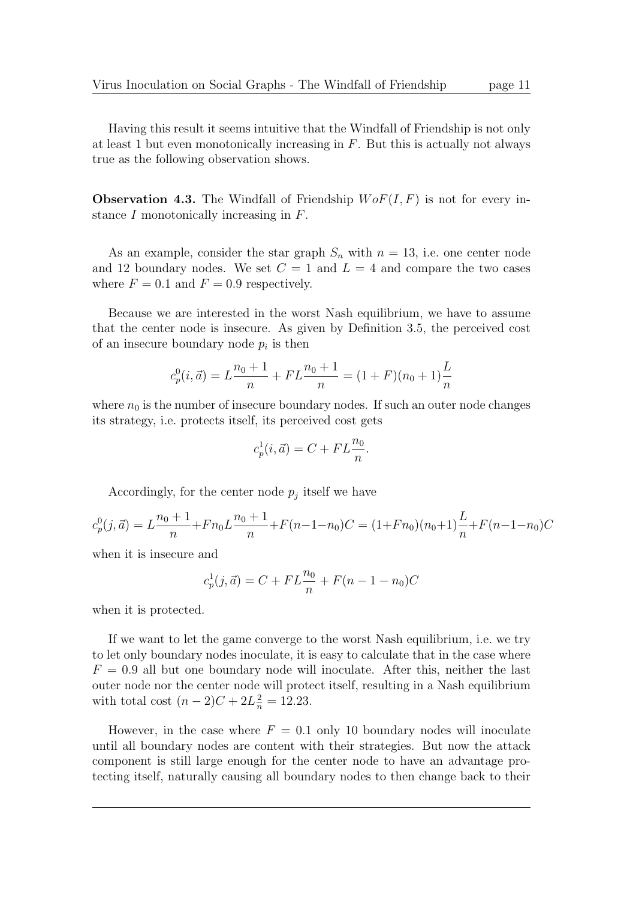Having this result it seems intuitive that the Windfall of Friendship is not only at least 1 but even monotonically increasing in $F$. But this is actually not always true as the following observation shows.

**Observation 4.3.** The Windfall of Friendship $WoF(I, F)$ is not for every instance $I$ monotonically increasing in $F$.

As an example, consider the star graph $S_n$ with $n = 13$, i.e. one center node and 12 boundary nodes. We set $C = 1$ and $L = 4$ and compare the two cases where $F = 0.1$ and $F = 0.9$ respectively.

Because we are interested in the worst Nash equilibrium, we have to assume that the center node is insecure. As given by Definition 3.5, the perceived cost of an insecure boundary node $p_i$ is then

$$c_p^0(i, \vec{a}) = L\frac{n_0 + 1}{n} + FL\frac{n_0 + 1}{n} = (1 + F)(n_0 + 1)\frac{L}{n}$$

where $n_0$ is the number of insecure boundary nodes. If such an outer node changes its strategy, i.e. protects itself, its perceived cost gets

$$c_p^1(i, \vec{a}) = C + FL\frac{n_0}{n}.$$

Accordingly, for the center node $p_j$ itself we have

$$c_p^0(j, \vec{a}) = L\frac{n_0 + 1}{n} + Fn_0L\frac{n_0 + 1}{n} + F(n-1-n_0)C = (1+Fn_0)(n_0+1)\frac{L}{n} + F(n-1-n_0)C$$

when it is insecure and

$$c_p^1(j, \vec{a}) = C + FL\frac{n_0}{n} + F(n - 1 - n_0)C$$

when it is protected.

If we want to let the game converge to the worst Nash equilibrium, i.e. we try to let only boundary nodes inoculate, it is easy to calculate that in the case where $F = 0.9$ all but one boundary node will inoculate. After this, neither the last outer node nor the center node will protect itself, resulting in a Nash equilibrium with total cost $(n - 2)C + 2L\frac{2}{n} = 12.23$.

However, in the case where $F = 0.1$ only 10 boundary nodes will inoculate until all boundary nodes are content with their strategies. But now the attack component is still large enough for the center node to have an advantage protecting itself, naturally causing all boundary nodes to then change back to their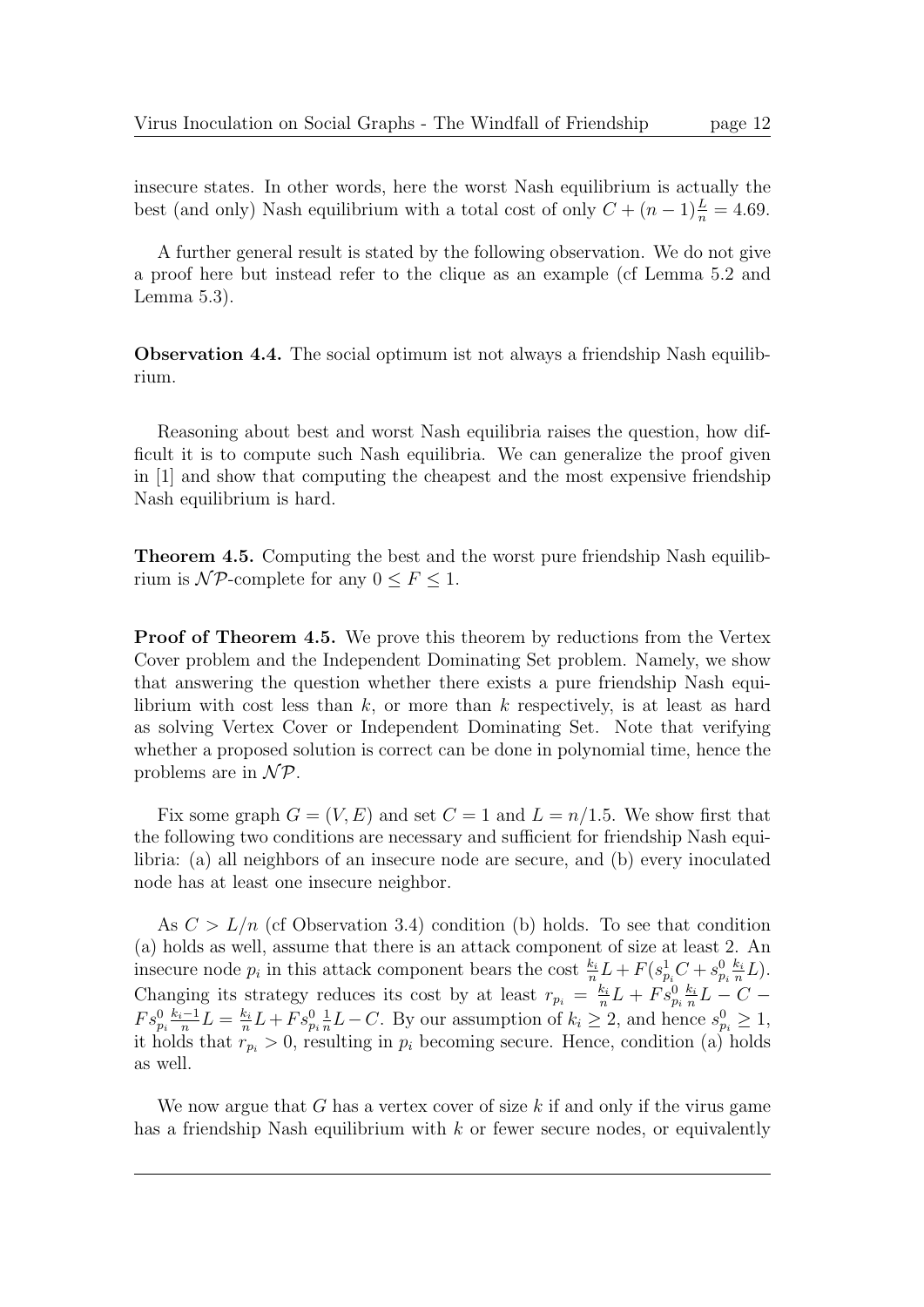insecure states. In other words, here the worst Nash equilibrium is actually the best (and only) Nash equilibrium with a total cost of only $C + (n-1)\frac{L}{n} = 4.69$.

A further general result is stated by the following observation. We do not give a proof here but instead refer to the clique as an example (cf Lemma 5.2 and Lemma 5.3).

**Observation 4.4.** The social optimum ist not always a friendship Nash equilibrium.

Reasoning about best and worst Nash equilibria raises the question, how difficult it is to compute such Nash equilibria. We can generalize the proof given in [1] and show that computing the cheapest and the most expensive friendship Nash equilibrium is hard.

**Theorem 4.5.** Computing the best and the worst pure friendship Nash equilibrium is $\mathcal{NP}$-complete for any $0 \leq F \leq 1$.

**Proof of Theorem 4.5.** We prove this theorem by reductions from the Vertex Cover problem and the Independent Dominating Set problem. Namely, we show that answering the question whether there exists a pure friendship Nash equilibrium with cost less than $k$, or more than $k$ respectively, is at least as hard as solving Vertex Cover or Independent Dominating Set. Note that verifying whether a proposed solution is correct can be done in polynomial time, hence the problems are in $\mathcal{NP}$.

Fix some graph $G = (V, E)$ and set $C = 1$ and $L = n/1.5$. We show first that the following two conditions are necessary and sufficient for friendship Nash equilibria: (a) all neighbors of an insecure node are secure, and (b) every inoculated node has at least one insecure neighbor.

As $C > L/n$ (cf Observation 3.4) condition (b) holds. To see that condition (a) holds as well, assume that there is an attack component of size at least 2. An insecure node $p_i$ in this attack component bears the cost $\frac{k_i}{n}L + F(s^1_{p_i}C + s^0_{p_i}\frac{k_i}{n}L)$. Changing its strategy reduces its cost by at least $r_{p_i} = \frac{k_i}{n}L + Fs^0_{p_i}\frac{k_i}{n}L - C - Fs^0_{p_i}\frac{k_i-1}{n}L = \frac{k_i}{n}L + Fs^0_{p_i}\frac{1}{n}L - C$. By our assumption of $k_i \geq 2$, and hence $s^0_{p_i} \geq 1$, it holds that $r_{p_i} > 0$, resulting in $p_i$ becoming secure. Hence, condition (a) holds as well.

We now argue that $G$ has a vertex cover of size $k$ if and only if the virus game has a friendship Nash equilibrium with $k$ or fewer secure nodes, or equivalently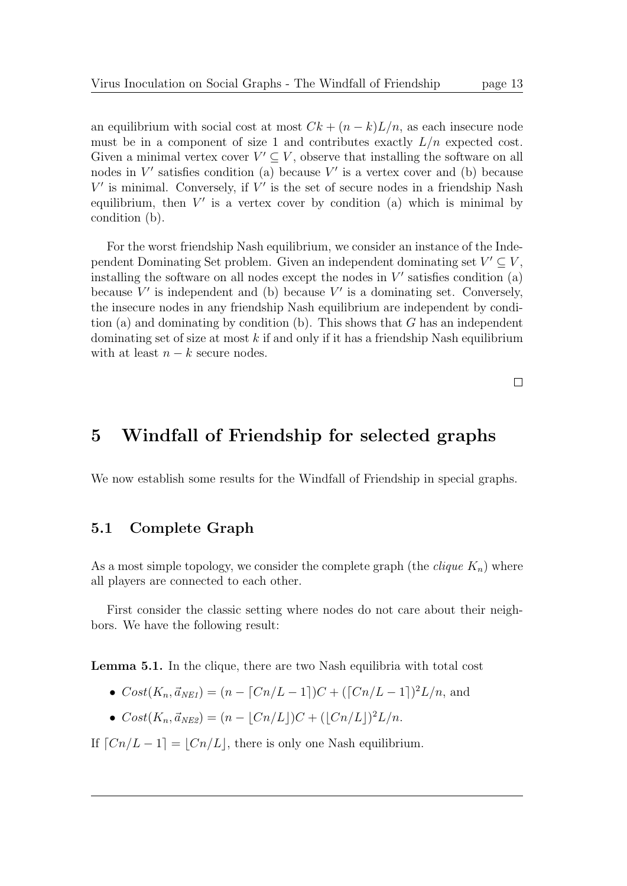an equilibrium with social cost at most $Ck + (n-k)L/n$, as each insecure node must be in a component of size 1 and contributes exactly $L/n$ expected cost. Given a minimal vertex cover $V' \subseteq V$, observe that installing the software on all nodes in $V'$ satisfies condition (a) because $V'$ is a vertex cover and (b) because $V'$ is minimal. Conversely, if $V'$ is the set of secure nodes in a friendship Nash equilibrium, then $V'$ is a vertex cover by condition (a) which is minimal by condition (b).

For the worst friendship Nash equilibrium, we consider an instance of the Independent Dominating Set problem. Given an independent dominating set $V' \subseteq V$, installing the software on all nodes except the nodes in $V'$ satisfies condition (a) because $V'$ is independent and (b) because $V'$ is a dominating set. Conversely, the insecure nodes in any friendship Nash equilibrium are independent by condition (a) and dominating by condition (b). This shows that $G$ has an independent dominating set of size at most $k$ if and only if it has a friendship Nash equilibrium with at least $n-k$ secure nodes.

□

# 5 Windfall of Friendship for selected graphs

We now establish some results for the Windfall of Friendship in special graphs.

## 5.1 Complete Graph

As a most simple topology, we consider the complete graph (the *clique* $K_n$) where all players are connected to each other.

First consider the classic setting where nodes do not care about their neighbors. We have the following result:

**Lemma 5.1.** In the clique, there are two Nash equilibria with total cost

- $Cost(K_n, \vec{a}_{NE1}) = (n - \lceil Cn/L - 1 \rceil)C + (\lceil Cn/L - 1 \rceil)^2 L/n$, and
- $Cost(K_n, \vec{a}_{NE2}) = (n - \lfloor Cn/L \rfloor)C + (\lfloor Cn/L \rfloor)^2 L/n$.

If $\lceil Cn/L - 1 \rceil = \lfloor Cn/L \rfloor$, there is only one Nash equilibrium.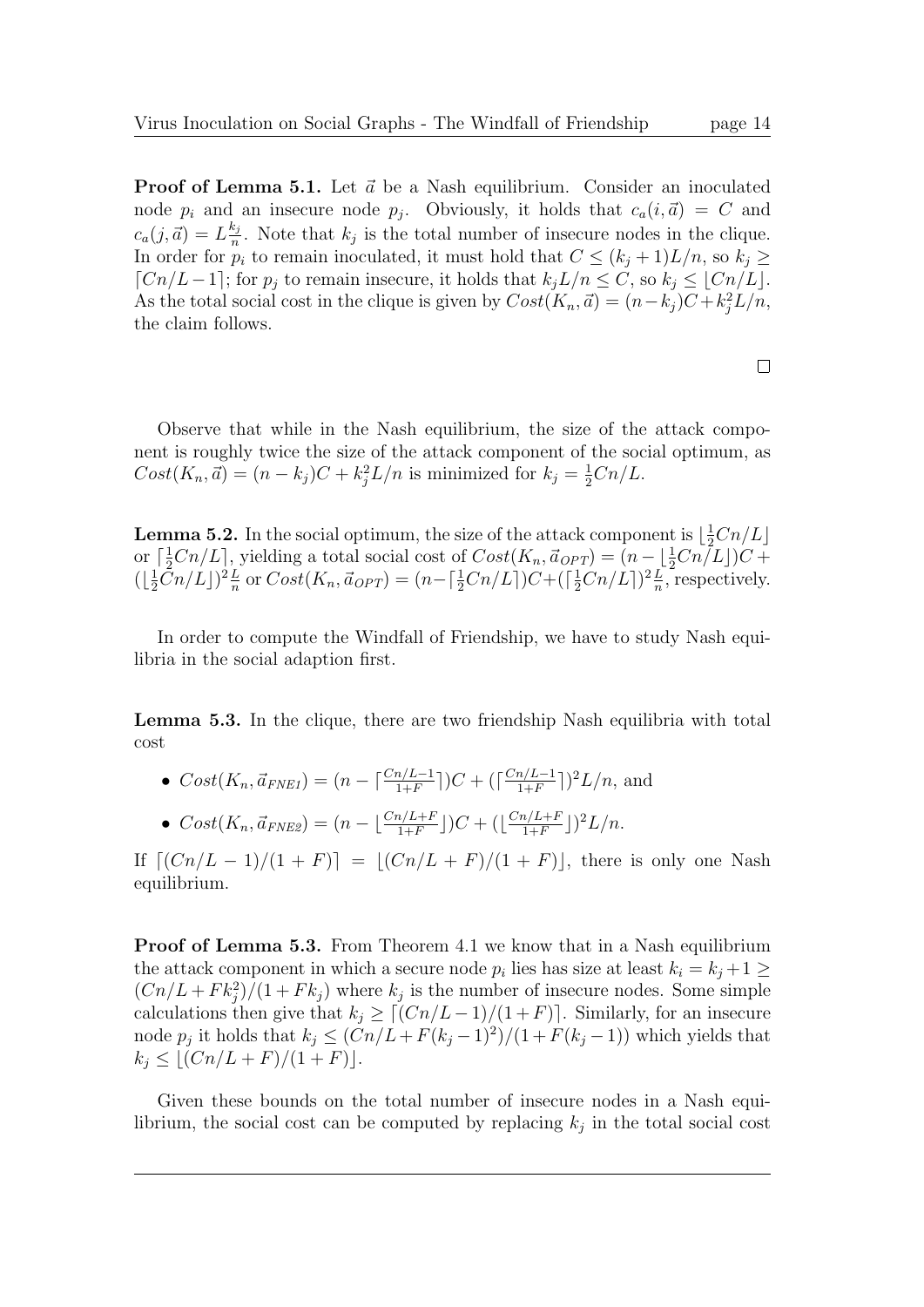**Proof of Lemma 5.1.** Let $\vec{a}$ be a Nash equilibrium. Consider an inoculated node $p_i$ and an insecure node $p_j$. Obviously, it holds that $c_a(i, \vec{a}) = C$ and $c_a(j, \vec{a}) = L\frac{k_j}{n}$. Note that $k_j$ is the total number of insecure nodes in the clique. In order for $p_i$ to remain inoculated, it must hold that $C \leq (k_j + 1)L/n$, so $k_j \geq \lceil Cn/L - 1 \rceil$; for $p_j$ to remain insecure, it holds that $k_j L/n \leq C$, so $k_j \leq \lfloor Cn/L \rfloor$. As the total social cost in the clique is given by $Cost(K_n, \vec{a}) = (n - k_j)C + k_j^2 L/n$, the claim follows.

□

Observe that while in the Nash equilibrium, the size of the attack component is roughly twice the size of the attack component of the social optimum, as $Cost(K_n, \vec{a}) = (n - k_j)C + k_j^2 L/n$ is minimized for $k_j = \frac{1}{2}Cn/L$.

**Lemma 5.2.** In the social optimum, the size of the attack component is $\lfloor \frac{1}{2}Cn/L \rfloor$ or $\lceil \frac{1}{2}Cn/L \rceil$, yielding a total social cost of $Cost(K_n, \vec{a}_{OPT}) = (n - \lfloor \frac{1}{2}Cn/L \rfloor)C + (\lfloor \frac{1}{2}Cn/L \rfloor)^2 \frac{L}{n}$ or $Cost(K_n, \vec{a}_{OPT}) = (n - \lceil \frac{1}{2}Cn/L \rceil)C + (\lceil \frac{1}{2}Cn/L \rceil)^2 \frac{L}{n}$, respectively.

In order to compute the Windfall of Friendship, we have to study Nash equilibria in the social adaption first.

**Lemma 5.3.** In the clique, there are two friendship Nash equilibria with total cost

- $Cost(K_n, \vec{a}_{FNE1}) = (n - \lceil \frac{Cn/L - 1}{1+F} \rceil)C + (\lceil \frac{Cn/L-1}{1+F} \rceil)^2 L/n$, and
- $Cost(K_n, \vec{a}_{FNE2}) = (n - \lfloor \frac{Cn/L + F}{1+F} \rfloor)C + (\lfloor \frac{Cn/L+F}{1+F} \rfloor)^2 L/n$.

If $\lceil (Cn/L - 1)/(1 + F) \rceil = \lfloor (Cn/L + F)/(1 + F) \rfloor$, there is only one Nash equilibrium.

**Proof of Lemma 5.3.** From Theorem 4.1 we know that in a Nash equilibrium the attack component in which a secure node $p_i$ lies has size at least $k_i = k_j + 1 \geq (Cn/L + Fk_j^2)/(1 + Fk_j)$ where $k_j$ is the number of insecure nodes. Some simple calculations then give that $k_j \geq \lceil (Cn/L - 1)/(1 + F) \rceil$. Similarly, for an insecure node $p_j$ it holds that $k_j \leq (Cn/L + F(k_j - 1)^2)/(1 + F(k_j - 1))$ which yields that $k_j \leq \lfloor (Cn/L + F)/(1 + F) \rfloor$.

Given these bounds on the total number of insecure nodes in a Nash equilibrium, the social cost can be computed by replacing $k_j$ in the total social cost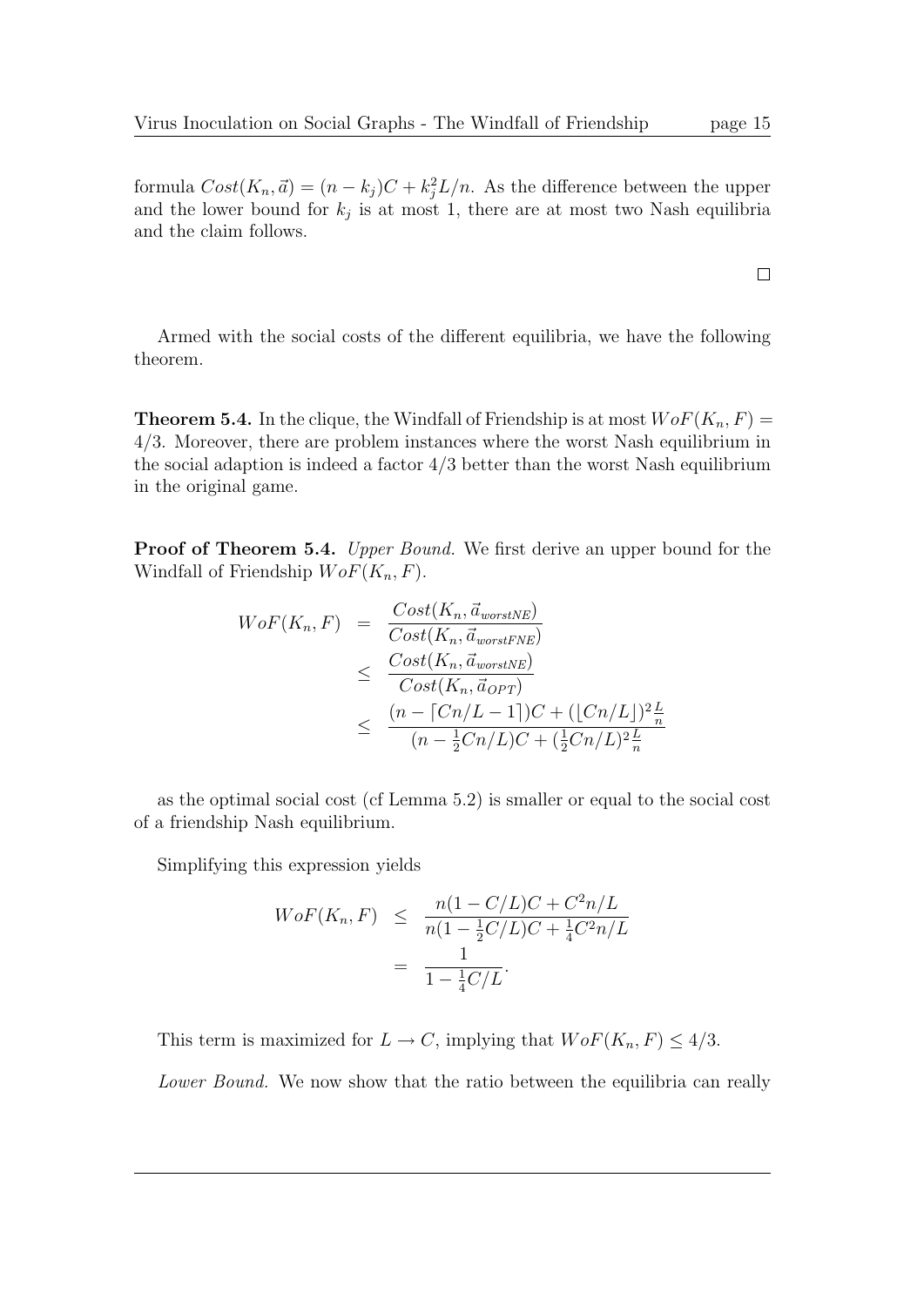formula $Cost(K_n, \vec{a}) = (n - k_j)C + k_j^2 L/n$. As the difference between the upper and the lower bound for $k_j$ is at most 1, there are at most two Nash equilibria and the claim follows.

□

Armed with the social costs of the different equilibria, we have the following theorem.

**Theorem 5.4.** In the clique, the Windfall of Friendship is at most $WoF(K_n, F) = 4/3$. Moreover, there are problem instances where the worst Nash equilibrium in the social adaption is indeed a factor 4/3 better than the worst Nash equilibrium in the original game.

**Proof of Theorem 5.4.** *Upper Bound.* We first derive an upper bound for the Windfall of Friendship $WoF(K_n, F)$.

$$
\begin{aligned}
WoF(K_n, F) &= \frac{Cost(K_n, \vec{a}_{worstNE})}{Cost(K_n, \vec{a}_{worstFNE})} \\
&\leq \frac{Cost(K_n, \vec{a}_{worstNE})}{Cost(K_n, \vec{a}_{OPT})} \\
&\leq \frac{(n - \lceil Cn/L - 1 \rceil)C + (\lfloor Cn/L \rfloor)^2 \frac{L}{n}}{(n - \frac{1}{2}Cn/L)C + (\frac{1}{2}Cn/L)^2 \frac{L}{n}}
\end{aligned}
$$

as the optimal social cost (cf Lemma 5.2) is smaller or equal to the social cost of a friendship Nash equilibrium.

Simplifying this expression yields

$$
\begin{aligned}
WoF(K_n, F) &\leq \frac{n(1 - C/L)C + C^2 n/L}{n(1 - \frac{1}{2}C/L)C + \frac{1}{4}C^2 n/L} \\
&= \frac{1}{1 - \frac{1}{4}C/L}.
\end{aligned}
$$

This term is maximized for $L \to C$, implying that $WoF(K_n, F) \leq 4/3$.

*Lower Bound.* We now show that the ratio between the equilibria can really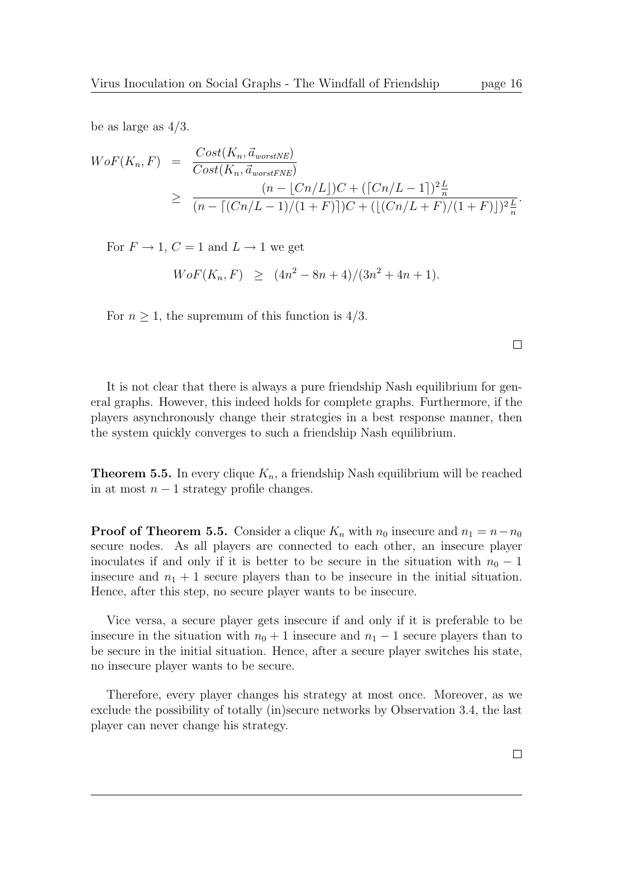be as large as $4/3$.

$$
\begin{aligned}
WoF(K_n, F) &= \frac{Cost(K_n, \vec{a}_{worstNE})}{Cost(K_n, \vec{a}_{worstFNE})} \\
&\geq \frac{(n - \lfloor Cn/L \rfloor)C + (\lceil Cn/L - 1 \rceil)^2 \frac{L}{n}}{(n - \lceil (Cn/L - 1)/(1+F) \rceil)C + (\lfloor (Cn/L + F)/(1+F) \rfloor)^2 \frac{L}{n}}.
\end{aligned}
$$

For $F \to 1$, $C = 1$ and $L \to 1$ we get

$$
WoF(K_n, F) \geq (4n^2 - 8n + 4)/(3n^2 + 4n + 1).
$$

For $n \geq 1$, the supremum of this function is $4/3$.

□

It is not clear that there is always a pure friendship Nash equilibrium for general graphs. However, this indeed holds for complete graphs. Furthermore, if the players asynchronously change their strategies in a best response manner, then the system quickly converges to such a friendship Nash equilibrium.

**Theorem 5.5.** In every clique $K_n$, a friendship Nash equilibrium will be reached in at most $n-1$ strategy profile changes.

**Proof of Theorem 5.5.** Consider a clique $K_n$ with $n_0$ insecure and $n_1 = n - n_0$ secure nodes. As all players are connected to each other, an insecure player inoculates if and only if it is better to be secure in the situation with $n_0 - 1$ insecure and $n_1 + 1$ secure players than to be insecure in the initial situation. Hence, after this step, no secure player wants to be insecure.

Vice versa, a secure player gets insecure if and only if it is preferable to be insecure in the situation with $n_0 + 1$ insecure and $n_1 - 1$ secure players than to be secure in the initial situation. Hence, after a secure player switches his state, no insecure player wants to be secure.

Therefore, every player changes his strategy at most once. Moreover, as we exclude the possibility of totally (in)secure networks by Observation 3.4, the last player can never change his strategy.

□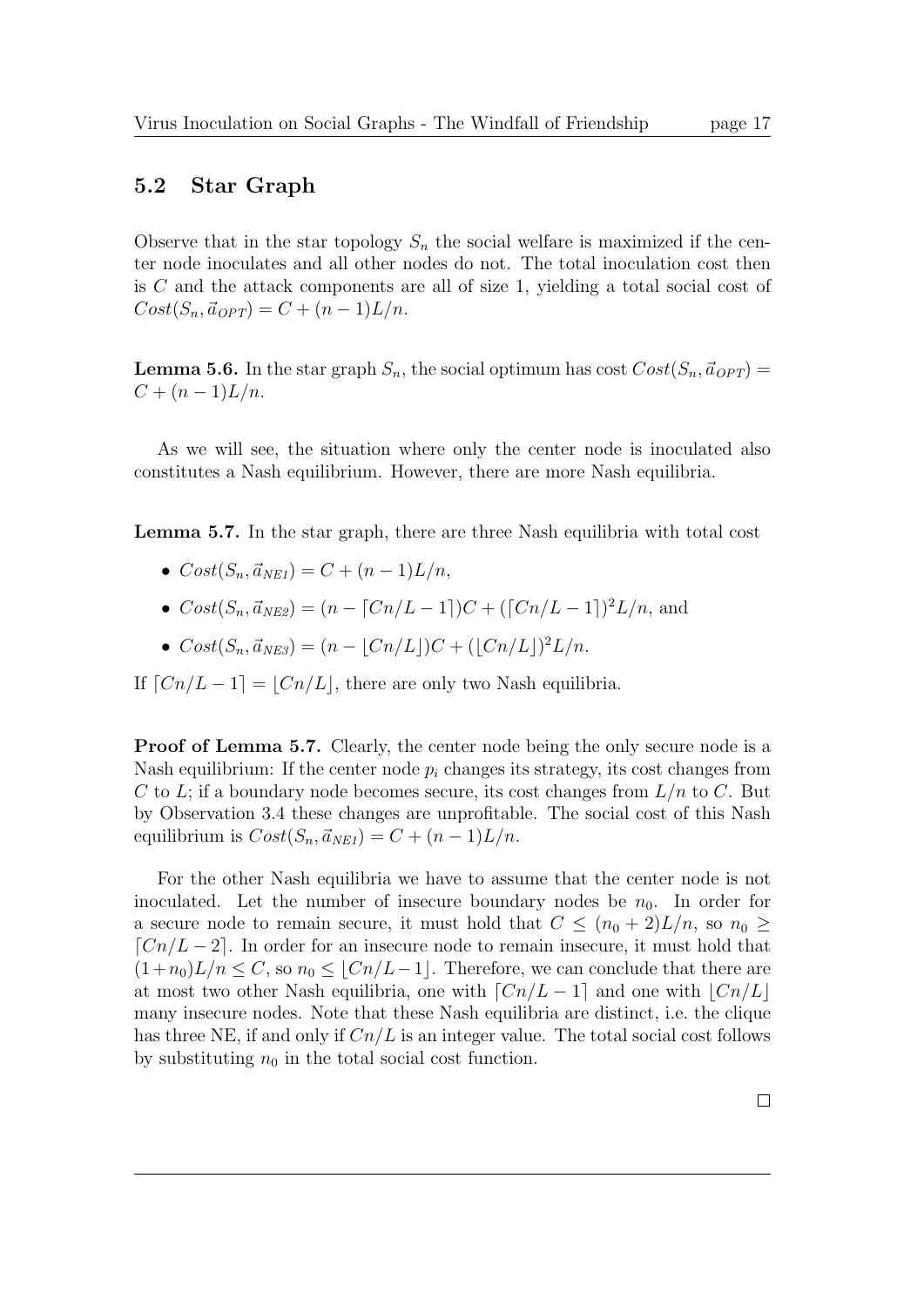## 5.2 Star Graph

Observe that in the star topology $S_n$ the social welfare is maximized if the center node inoculates and all other nodes do not. The total inoculation cost then is $C$ and the attack components are all of size 1, yielding a total social cost of $Cost(S_n, \vec{a}_{OPT}) = C + (n-1)L/n$.

**Lemma 5.6.** In the star graph $S_n$, the social optimum has cost $Cost(S_n, \vec{a}_{OPT}) = C + (n-1)L/n$.

As we will see, the situation where only the center node is inoculated also constitutes a Nash equilibrium. However, there are more Nash equilibria.

**Lemma 5.7.** In the star graph, there are three Nash equilibria with total cost

- $Cost(S_n, \vec{a}_{NE1}) = C + (n-1)L/n$,
- $Cost(S_n, \vec{a}_{NE2}) = (n - \lceil Cn/L - 1 \rceil)C + (\lceil Cn/L - 1 \rceil)^2 L/n$, and
- $Cost(S_n, \vec{a}_{NE3}) = (n - \lfloor Cn/L \rfloor)C + (\lfloor Cn/L \rfloor)^2 L/n$.

If $\lceil Cn/L - 1 \rceil = \lfloor Cn/L \rfloor$, there are only two Nash equilibria.

**Proof of Lemma 5.7.** Clearly, the center node being the only secure node is a Nash equilibrium: If the center node $p_i$ changes its strategy, its cost changes from $C$ to $L$; if a boundary node becomes secure, its cost changes from $L/n$ to $C$. But by Observation 3.4 these changes are unprofitable. The social cost of this Nash equilibrium is $Cost(S_n, \vec{a}_{NE1}) = C + (n-1)L/n$.

For the other Nash equilibria we have to assume that the center node is not inoculated. Let the number of insecure boundary nodes be $n_0$. In order for a secure node to remain secure, it must hold that $C \leq (n_0 + 2)L/n$, so $n_0 \geq \lceil Cn/L - 2 \rceil$. In order for an insecure node to remain insecure, it must hold that $(1 + n_0)L/n \leq C$, so $n_0 \leq \lfloor Cn/L - 1 \rfloor$. Therefore, we can conclude that there are at most two other Nash equilibria, one with $\lceil Cn/L - 1 \rceil$ and one with $\lfloor Cn/L \rfloor$ many insecure nodes. Note that these Nash equilibria are distinct, i.e. the clique has three NE, if and only if $Cn/L$ is an integer value. The total social cost follows by substituting $n_0$ in the total social cost function.

□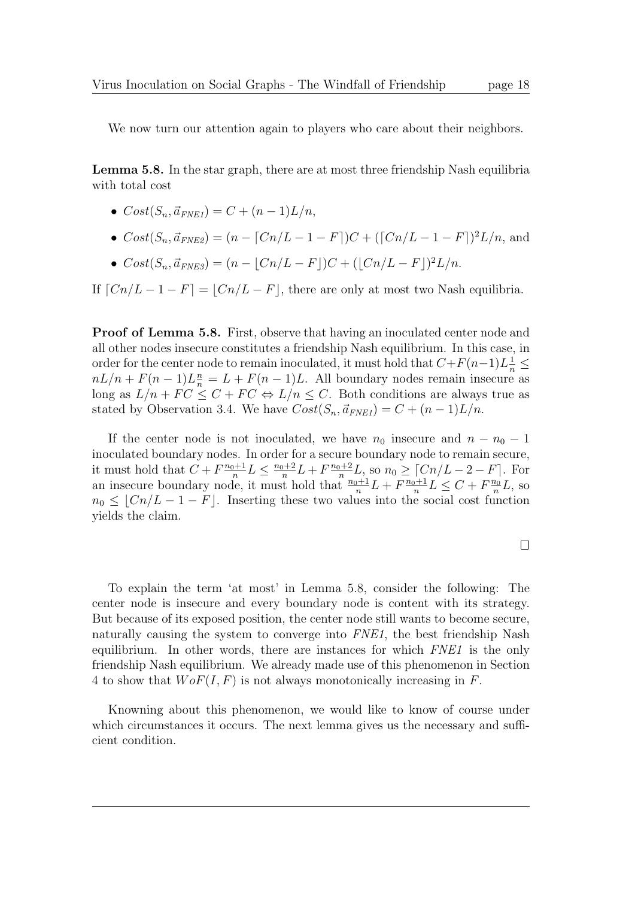We now turn our attention again to players who care about their neighbors.

**Lemma 5.8.** In the star graph, there are at most three friendship Nash equilibria with total cost

- $Cost(S_n, \vec{a}_{FNE1}) = C + (n-1)L/n$,
- $Cost(S_n, \vec{a}_{FNE2}) = (n - \lceil Cn/L - 1 - F \rceil)C + (\lceil Cn/L - 1 - F \rceil)^2 L/n$, and
- $Cost(S_n, \vec{a}_{FNE3}) = (n - \lfloor Cn/L - F \rfloor)C + (\lfloor Cn/L - F \rfloor)^2 L/n$.

If $\lceil Cn/L - 1 - F \rceil = \lfloor Cn/L - F \rfloor$, there are only at most two Nash equilibria.

**Proof of Lemma 5.8.** First, observe that having an inoculated center node and all other nodes insecure constitutes a friendship Nash equilibrium. In this case, in order for the center node to remain inoculated, it must hold that $C + F(n-1)L\frac{1}{n} \leq nL/n + F(n-1)L\frac{n}{n} = L + F(n-1)L$. All boundary nodes remain insecure as long as $L/n + FC \leq C + FC \Leftrightarrow L/n \leq C$. Both conditions are always true as stated by Observation 3.4. We have $Cost(S_n, \vec{a}_{FNE1}) = C + (n-1)L/n$.

If the center node is not inoculated, we have $n_0$ insecure and $n - n_0 - 1$ inoculated boundary nodes. In order for a secure boundary node to remain secure, it must hold that $C + F\frac{n_0+1}{n}L \leq \frac{n_0+2}{n}L + F\frac{n_0+2}{n}L$, so $n_0 \geq \lceil Cn/L - 2 - F \rceil$. For an insecure boundary node, it must hold that $\frac{n_0+1}{n}L + F\frac{n_0+1}{n}L \leq C + F\frac{n_0}{n}L$, so $n_0 \leq \lfloor Cn/L - 1 - F \rfloor$. Inserting these two values into the social cost function yields the claim.

□

To explain the term 'at most' in Lemma 5.8, consider the following: The center node is insecure and every boundary node is content with its strategy. But because of its exposed position, the center node still wants to become secure, naturally causing the system to converge into *FNE1*, the best friendship Nash equilibrium. In other words, there are instances for which *FNE1* is the only friendship Nash equilibrium. We already made use of this phenomenon in Section 4 to show that $WoF(I, F)$ is not always monotonically increasing in $F$.

Knowning about this phenomenon, we would like to know of course under which circumstances it occurs. The next lemma gives us the necessary and sufficient condition.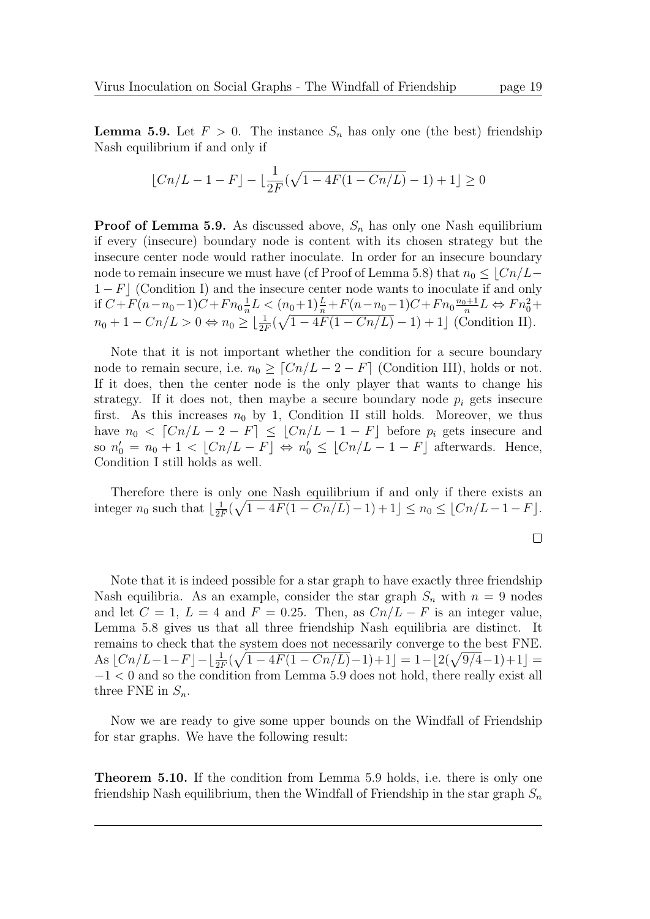**Lemma 5.9.** Let $F > 0$. The instance $S_n$ has only one (the best) friendship Nash equilibrium if and only if

$$\lfloor Cn/L - 1 - F \rfloor - \lfloor \frac{1}{2F}(\sqrt{1 - 4F(1 - Cn/L)} - 1) + 1 \rfloor \geq 0$$

**Proof of Lemma 5.9.** As discussed above, $S_n$ has only one Nash equilibrium if every (insecure) boundary node is content with its chosen strategy but the insecure center node would rather inoculate. In order for an insecure boundary node to remain insecure we must have (cf Proof of Lemma 5.8) that $n_0 \leq \lfloor Cn/L - 1 - F \rfloor$ (Condition I) and the insecure center node wants to inoculate if and only if $C + F(n - n_0 - 1)C + Fn_0\frac{1}{n}L < (n_0+1)\frac{L}{n} + F(n - n_0 - 1)C + Fn_0\frac{n_0+1}{n}L \Leftrightarrow Fn_0^2 + n_0 + 1 - Cn/L > 0 \Leftrightarrow n_0 \geq \lfloor \frac{1}{2F}(\sqrt{1 - 4F(1 - Cn/L)} - 1) + 1 \rfloor$ (Condition II).

Note that it is not important whether the condition for a secure boundary node to remain secure, i.e. $n_0 \geq \lceil Cn/L - 2 - F \rceil$ (Condition III), holds or not. If it does, then the center node is the only player that wants to change his strategy. If it does not, then maybe a secure boundary node $p_i$ gets insecure first. As this increases $n_0$ by 1, Condition II still holds. Moreover, we thus have $n_0 < \lceil Cn/L - 2 - F \rceil \leq \lfloor Cn/L - 1 - F \rfloor$ before $p_i$ gets insecure and so $n_0' = n_0 + 1 < \lfloor Cn/L - F \rfloor \Leftrightarrow n_0' \leq \lfloor Cn/L - 1 - F \rfloor$ afterwards. Hence, Condition I still holds as well.

Therefore there is only one Nash equilibrium if and only if there exists an integer $n_0$ such that $\lfloor \frac{1}{2F}(\sqrt{1 - 4F(1 - Cn/L)} - 1) + 1 \rfloor \leq n_0 \leq \lfloor Cn/L - 1 - F \rfloor$.

$\square$

Note that it is indeed possible for a star graph to have exactly three friendship Nash equilibria. As an example, consider the star graph $S_n$ with $n = 9$ nodes and let $C = 1$, $L = 4$ and $F = 0.25$. Then, as $Cn/L - F$ is an integer value, Lemma 5.8 gives us that all three friendship Nash equilibria are distinct. It remains to check that the system does not necessarily converge to the best FNE. As $\lfloor Cn/L - 1 - F \rfloor - \lfloor \frac{1}{2F}(\sqrt{1 - 4F(1 - Cn/L)} - 1) + 1 \rfloor = 1 - \lfloor 2(\sqrt{9/4} - 1) + 1 \rfloor = -1 < 0$ and so the condition from Lemma 5.9 does not hold, there really exist all three FNE in $S_n$.

Now we are ready to give some upper bounds on the Windfall of Friendship for star graphs. We have the following result:

**Theorem 5.10.** If the condition from Lemma 5.9 holds, i.e. there is only one friendship Nash equilibrium, then the Windfall of Friendship in the star graph $S_n$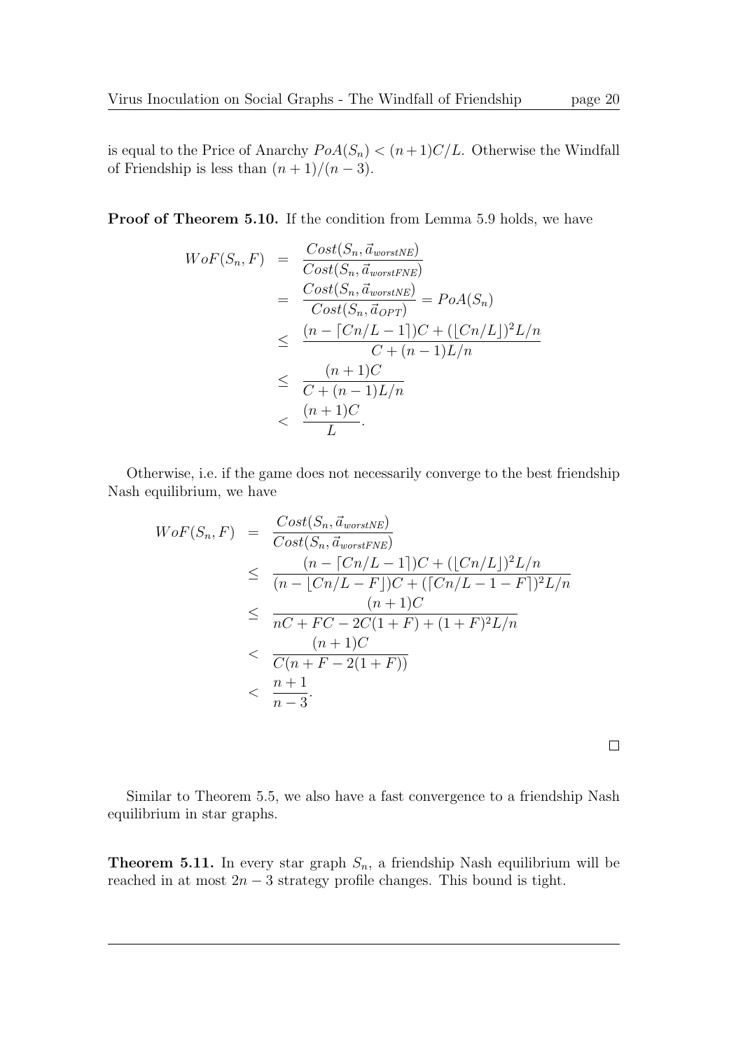is equal to the Price of Anarchy $PoA(S_n) < (n+1)C/L$. Otherwise the Windfall of Friendship is less than $(n+1)/(n-3)$.

**Proof of Theorem 5.10.** If the condition from Lemma 5.9 holds, we have

$$
\begin{aligned}
WoF(S_n, F) &= \frac{Cost(S_n, \vec{a}_{worstNE})}{Cost(S_n, \vec{a}_{worstFNE})} \\
&= \frac{Cost(S_n, \vec{a}_{worstNE})}{Cost(S_n, \vec{a}_{OPT})} = PoA(S_n) \\
&\leq \frac{(n - \lceil Cn/L - 1 \rceil)C + (\lfloor Cn/L \rfloor)^2 L/n}{C + (n-1)L/n} \\
&\leq \frac{(n+1)C}{C + (n-1)L/n} \\
&< \frac{(n+1)C}{L}.
\end{aligned}
$$

Otherwise, i.e. if the game does not necessarily converge to the best friendship Nash equilibrium, we have

$$
\begin{aligned}
WoF(S_n, F) &= \frac{Cost(S_n, \vec{a}_{worstNE})}{Cost(S_n, \vec{a}_{worstFNE})} \\
&\leq \frac{(n - \lceil Cn/L - 1 \rceil)C + (\lfloor Cn/L \rfloor)^2 L/n}{(n - \lfloor Cn/L - F \rfloor)C + (\lceil Cn/L - 1 - F \rceil)^2 L/n} \\
&\leq \frac{(n+1)C}{nC + FC - 2C(1+F) + (1+F)^2 L/n} \\
&< \frac{(n+1)C}{C(n + F - 2(1+F))} \\
&< \frac{n+1}{n-3}.
\end{aligned}
$$

$\square$

Similar to Theorem 5.5, we also have a fast convergence to a friendship Nash equilibrium in star graphs.

**Theorem 5.11.** In every star graph $S_n$, a friendship Nash equilibrium will be reached in at most $2n-3$ strategy profile changes. This bound is tight.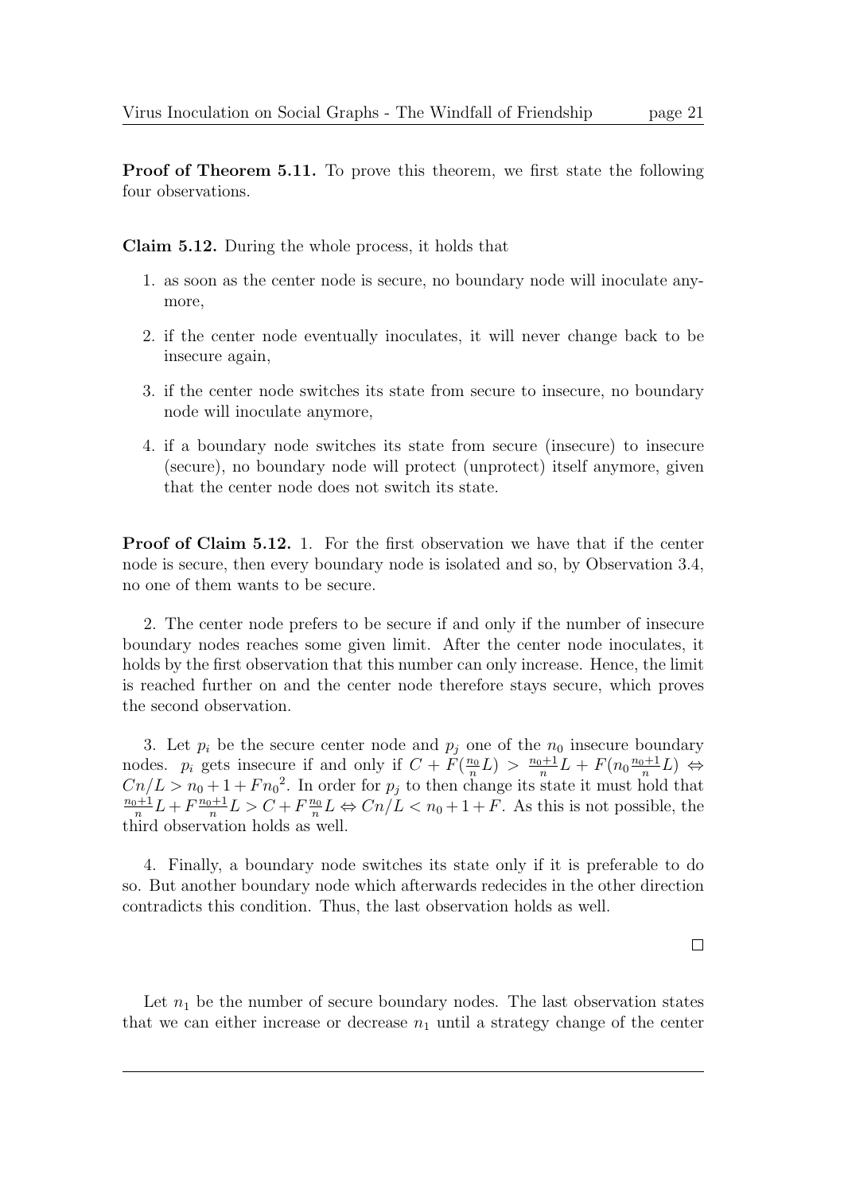**Proof of Theorem 5.11.** To prove this theorem, we first state the following four observations.

**Claim 5.12.** During the whole process, it holds that

1. as soon as the center node is secure, no boundary node will inoculate anymore,
2. if the center node eventually inoculates, it will never change back to be insecure again,
3. if the center node switches its state from secure to insecure, no boundary node will inoculate anymore,
4. if a boundary node switches its state from secure (insecure) to insecure (secure), no boundary node will protect (unprotect) itself anymore, given that the center node does not switch its state.

**Proof of Claim 5.12.** 1. For the first observation we have that if the center node is secure, then every boundary node is isolated and so, by Observation 3.4, no one of them wants to be secure.

2. The center node prefers to be secure if and only if the number of insecure boundary nodes reaches some given limit. After the center node inoculates, it holds by the first observation that this number can only increase. Hence, the limit is reached further on and the center node therefore stays secure, which proves the second observation.

3. Let $p_i$ be the secure center node and $p_j$ one of the $n_0$ insecure boundary nodes. $p_i$ gets insecure if and only if $C + F(\frac{n_0}{n}L) > \frac{n_0+1}{n}L + F(n_0\frac{n_0+1}{n}L) \Leftrightarrow Cn/L > n_0 + 1 + Fn_0{}^2$. In order for $p_j$ to then change its state it must hold that $\frac{n_0+1}{n}L + F\frac{n_0+1}{n}L > C + F\frac{n_0}{n}L \Leftrightarrow Cn/L < n_0 + 1 + F$. As this is not possible, the third observation holds as well.

4. Finally, a boundary node switches its state only if it is preferable to do so. But another boundary node which afterwards redecides in the other direction contradicts this condition. Thus, the last observation holds as well.

$\square$

Let $n_1$ be the number of secure boundary nodes. The last observation states that we can either increase or decrease $n_1$ until a strategy change of the center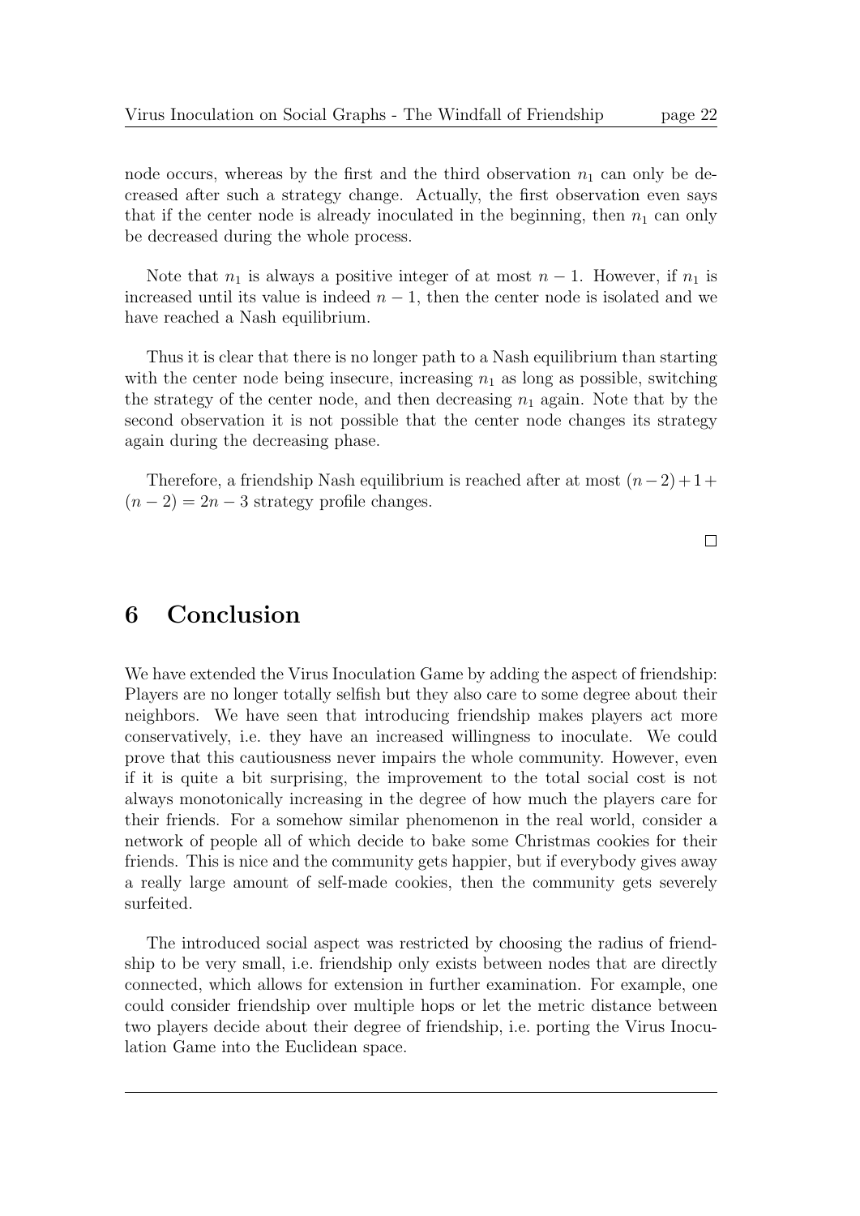node occurs, whereas by the first and the third observation $n_1$ can only be decreased after such a strategy change. Actually, the first observation even says that if the center node is already inoculated in the beginning, then $n_1$ can only be decreased during the whole process.

Note that $n_1$ is always a positive integer of at most $n-1$. However, if $n_1$ is increased until its value is indeed $n-1$, then the center node is isolated and we have reached a Nash equilibrium.

Thus it is clear that there is no longer path to a Nash equilibrium than starting with the center node being insecure, increasing $n_1$ as long as possible, switching the strategy of the center node, and then decreasing $n_1$ again. Note that by the second observation it is not possible that the center node changes its strategy again during the decreasing phase.

Therefore, a friendship Nash equilibrium is reached after at most $(n-2)+1+(n-2) = 2n-3$ strategy profile changes.

□

# 6 Conclusion

We have extended the Virus Inoculation Game by adding the aspect of friendship: Players are no longer totally selfish but they also care to some degree about their neighbors. We have seen that introducing friendship makes players act more conservatively, i.e. they have an increased willingness to inoculate. We could prove that this cautiousness never impairs the whole community. However, even if it is quite a bit surprising, the improvement to the total social cost is not always monotonically increasing in the degree of how much the players care for their friends. For a somehow similar phenomenon in the real world, consider a network of people all of which decide to bake some Christmas cookies for their friends. This is nice and the community gets happier, but if everybody gives away a really large amount of self-made cookies, then the community gets severely surfeited.

The introduced social aspect was restricted by choosing the radius of friendship to be very small, i.e. friendship only exists between nodes that are directly connected, which allows for extension in further examination. For example, one could consider friendship over multiple hops or let the metric distance between two players decide about their degree of friendship, i.e. porting the Virus Inoculation Game into the Euclidean space.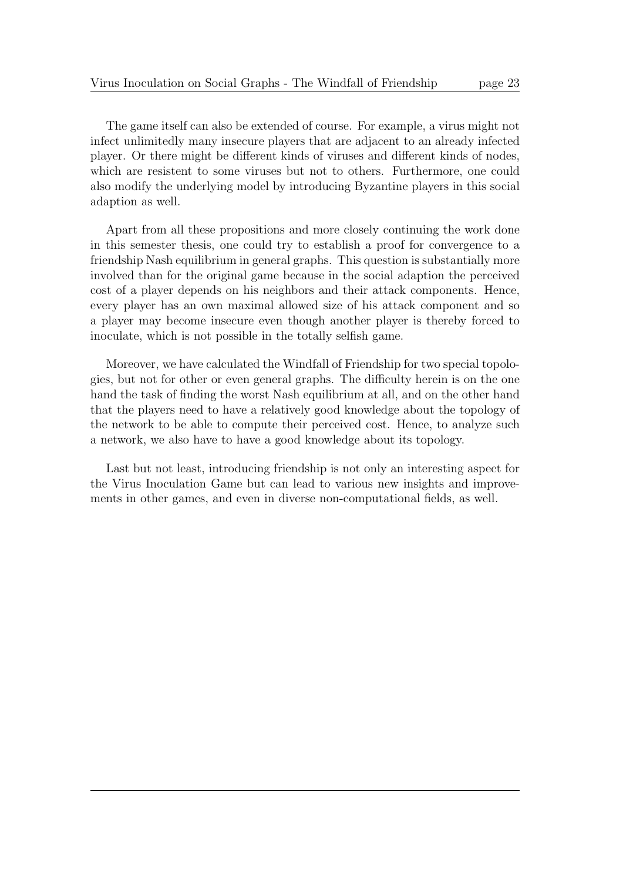The game itself can also be extended of course. For example, a virus might not infect unlimitedly many insecure players that are adjacent to an already infected player. Or there might be different kinds of viruses and different kinds of nodes, which are resistent to some viruses but not to others. Furthermore, one could also modify the underlying model by introducing Byzantine players in this social adaption as well.

Apart from all these propositions and more closely continuing the work done in this semester thesis, one could try to establish a proof for convergence to a friendship Nash equilibrium in general graphs. This question is substantially more involved than for the original game because in the social adaption the perceived cost of a player depends on his neighbors and their attack components. Hence, every player has an own maximal allowed size of his attack component and so a player may become insecure even though another player is thereby forced to inoculate, which is not possible in the totally selfish game.

Moreover, we have calculated the Windfall of Friendship for two special topologies, but not for other or even general graphs. The difficulty herein is on the one hand the task of finding the worst Nash equilibrium at all, and on the other hand that the players need to have a relatively good knowledge about the topology of the network to be able to compute their perceived cost. Hence, to analyze such a network, we also have to have a good knowledge about its topology.

Last but not least, introducing friendship is not only an interesting aspect for the Virus Inoculation Game but can lead to various new insights and improvements in other games, and even in diverse non-computational fields, as well.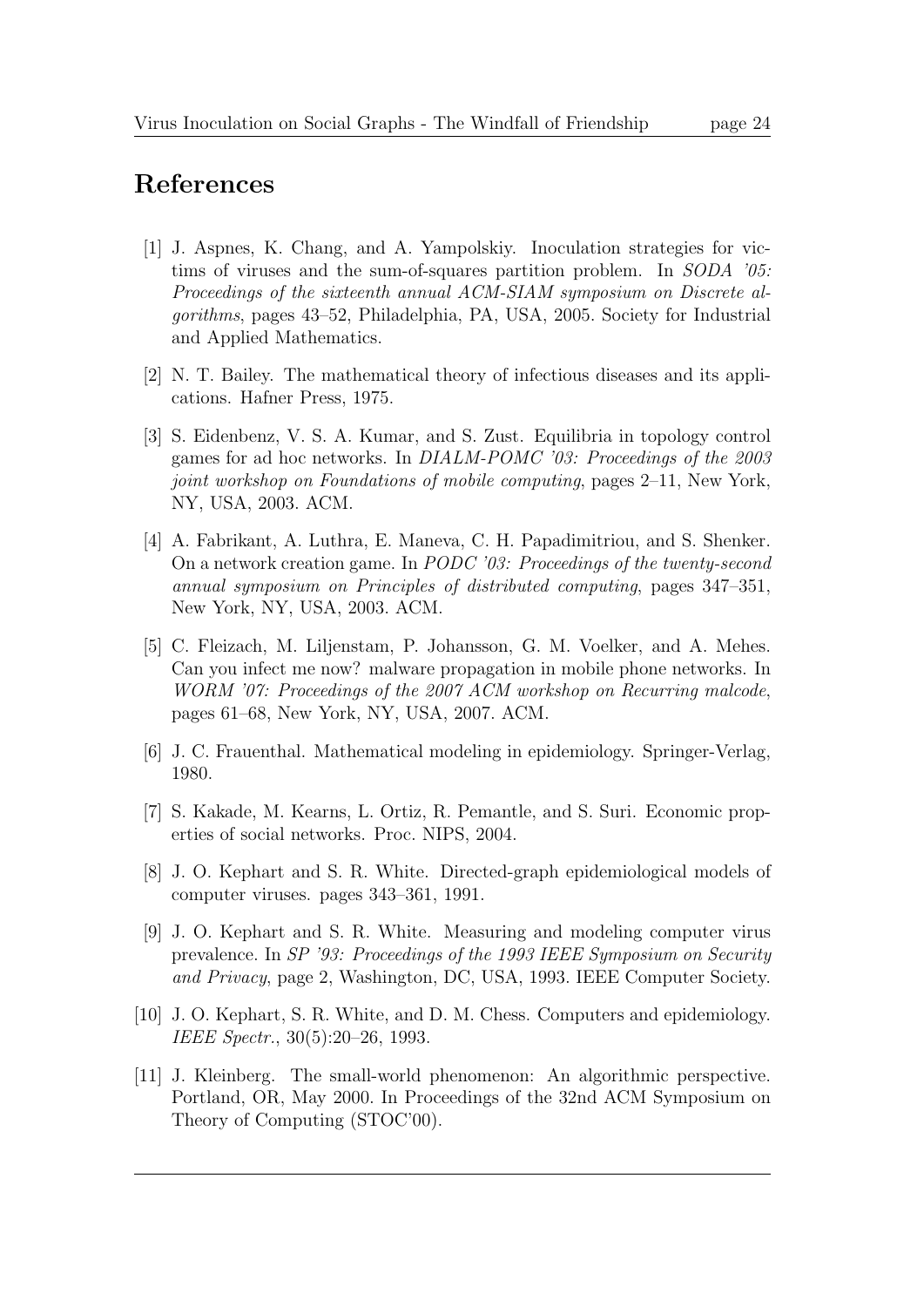# References

[1] J. Aspnes, K. Chang, and A. Yampolskiy. Inoculation strategies for victims of viruses and the sum-of-squares partition problem. In *SODA '05: Proceedings of the sixteenth annual ACM-SIAM symposium on Discrete algorithms*, pages 43–52, Philadelphia, PA, USA, 2005. Society for Industrial and Applied Mathematics.

[2] N. T. Bailey. The mathematical theory of infectious diseases and its applications. Hafner Press, 1975.

[3] S. Eidenbenz, V. S. A. Kumar, and S. Zust. Equilibria in topology control games for ad hoc networks. In *DIALM-POMC '03: Proceedings of the 2003 joint workshop on Foundations of mobile computing*, pages 2–11, New York, NY, USA, 2003. ACM.

[4] A. Fabrikant, A. Luthra, E. Maneva, C. H. Papadimitriou, and S. Shenker. On a network creation game. In *PODC '03: Proceedings of the twenty-second annual symposium on Principles of distributed computing*, pages 347–351, New York, NY, USA, 2003. ACM.

[5] C. Fleizach, M. Liljenstam, P. Johansson, G. M. Voelker, and A. Mehes. Can you infect me now? malware propagation in mobile phone networks. In *WORM '07: Proceedings of the 2007 ACM workshop on Recurring malcode*, pages 61–68, New York, NY, USA, 2007. ACM.

[6] J. C. Frauenthal. Mathematical modeling in epidemiology. Springer-Verlag, 1980.

[7] S. Kakade, M. Kearns, L. Ortiz, R. Pemantle, and S. Suri. Economic properties of social networks. Proc. NIPS, 2004.

[8] J. O. Kephart and S. R. White. Directed-graph epidemiological models of computer viruses. pages 343–361, 1991.

[9] J. O. Kephart and S. R. White. Measuring and modeling computer virus prevalence. In *SP '93: Proceedings of the 1993 IEEE Symposium on Security and Privacy*, page 2, Washington, DC, USA, 1993. IEEE Computer Society.

[10] J. O. Kephart, S. R. White, and D. M. Chess. Computers and epidemiology. *IEEE Spectr.*, 30(5):20–26, 1993.

[11] J. Kleinberg. The small-world phenomenon: An algorithmic perspective. Portland, OR, May 2000. In Proceedings of the 32nd ACM Symposium on Theory of Computing (STOC'00).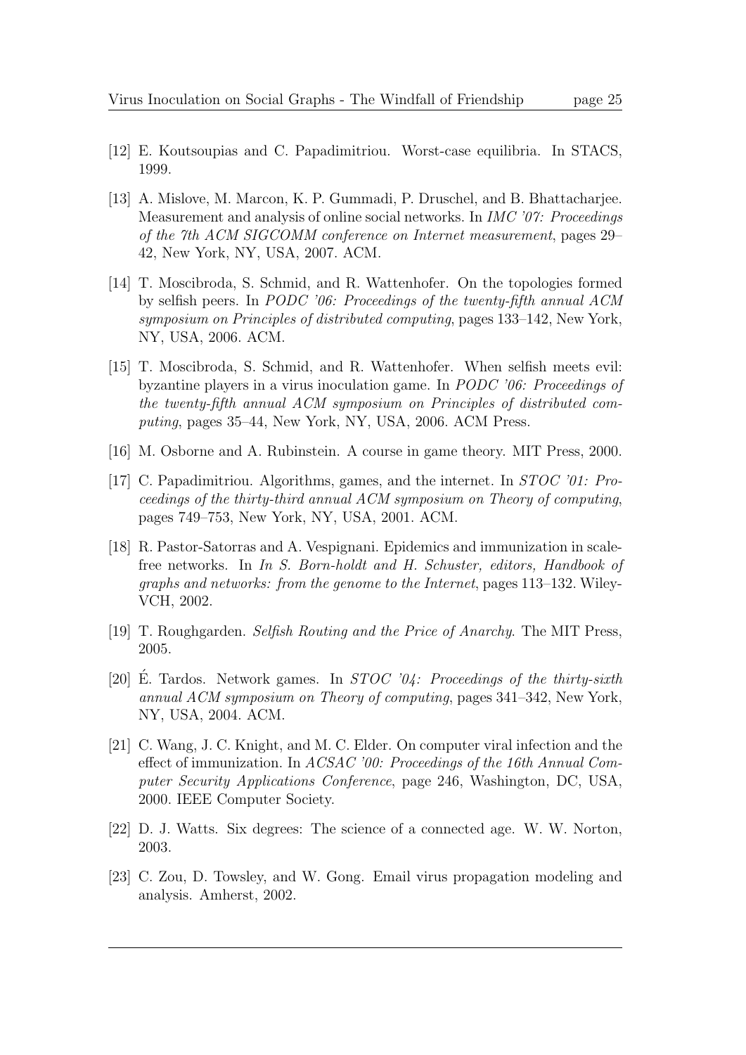[12] E. Koutsoupias and C. Papadimitriou. Worst-case equilibria. In STACS, 1999.

[13] A. Mislove, M. Marcon, K. P. Gummadi, P. Druschel, and B. Bhattacharjee. Measurement and analysis of online social networks. In *IMC '07: Proceedings of the 7th ACM SIGCOMM conference on Internet measurement*, pages 29–42, New York, NY, USA, 2007. ACM.

[14] T. Moscibroda, S. Schmid, and R. Wattenhofer. On the topologies formed by selfish peers. In *PODC '06: Proceedings of the twenty-fifth annual ACM symposium on Principles of distributed computing*, pages 133–142, New York, NY, USA, 2006. ACM.

[15] T. Moscibroda, S. Schmid, and R. Wattenhofer. When selfish meets evil: byzantine players in a virus inoculation game. In *PODC '06: Proceedings of the twenty-fifth annual ACM symposium on Principles of distributed computing*, pages 35–44, New York, NY, USA, 2006. ACM Press.

[16] M. Osborne and A. Rubinstein. A course in game theory. MIT Press, 2000.

[17] C. Papadimitriou. Algorithms, games, and the internet. In *STOC '01: Proceedings of the thirty-third annual ACM symposium on Theory of computing*, pages 749–753, New York, NY, USA, 2001. ACM.

[18] R. Pastor-Satorras and A. Vespignani. Epidemics and immunization in scale-free networks. In *In S. Born-holdt and H. Schuster, editors, Handbook of graphs and networks: from the genome to the Internet*, pages 113–132. Wiley-VCH, 2002.

[19] T. Roughgarden. *Selfish Routing and the Price of Anarchy*. The MIT Press, 2005.

[20] É. Tardos. Network games. In *STOC '04: Proceedings of the thirty-sixth annual ACM symposium on Theory of computing*, pages 341–342, New York, NY, USA, 2004. ACM.

[21] C. Wang, J. C. Knight, and M. C. Elder. On computer viral infection and the effect of immunization. In *ACSAC '00: Proceedings of the 16th Annual Computer Security Applications Conference*, page 246, Washington, DC, USA, 2000. IEEE Computer Society.

[22] D. J. Watts. Six degrees: The science of a connected age. W. W. Norton, 2003.

[23] C. Zou, D. Towsley, and W. Gong. Email virus propagation modeling and analysis. Amherst, 2002.